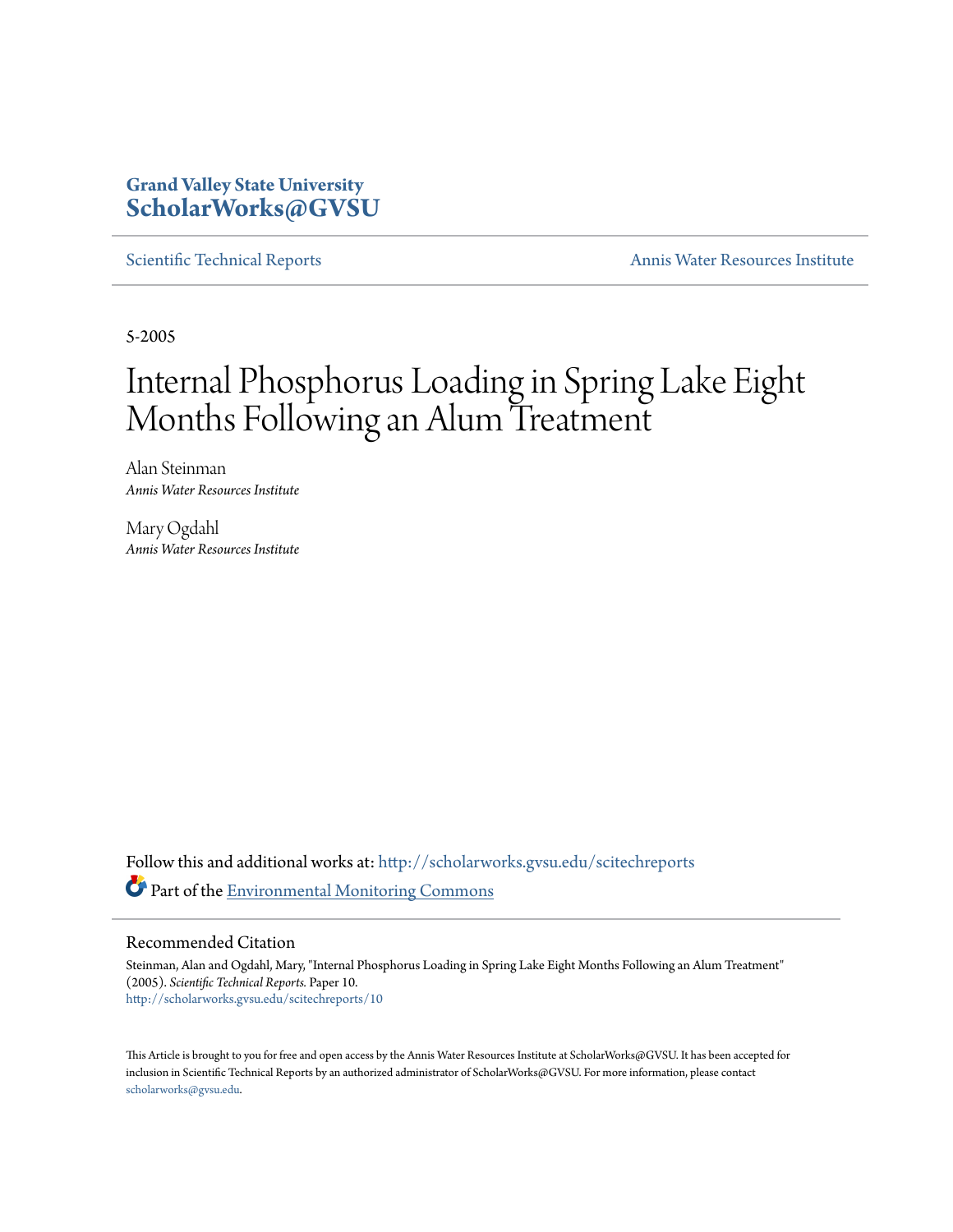Grand Valley State University
**ScholarWorks@GVSU**

Scientific Technical Reports | Annis Water Resources Institute

5-2005

# Internal Phosphorus Loading in Spring Lake Eight Months Following an Alum Treatment

Alan Steinman
*Annis Water Resources Institute*

Mary Ogdahl
*Annis Water Resources Institute*

Follow this and additional works at: http://scholarworks.gvsu.edu/scitechreports

Part of the Environmental Monitoring Commons

## Recommended Citation

Steinman, Alan and Ogdahl, Mary, "Internal Phosphorus Loading in Spring Lake Eight Months Following an Alum Treatment" (2005). *Scientific Technical Reports.* Paper 10.
http://scholarworks.gvsu.edu/scitechreports/10

This Article is brought to you for free and open access by the Annis Water Resources Institute at ScholarWorks@GVSU. It has been accepted for inclusion in Scientific Technical Reports by an authorized administrator of ScholarWorks@GVSU. For more information, please contact scholarworks@gvsu.edu.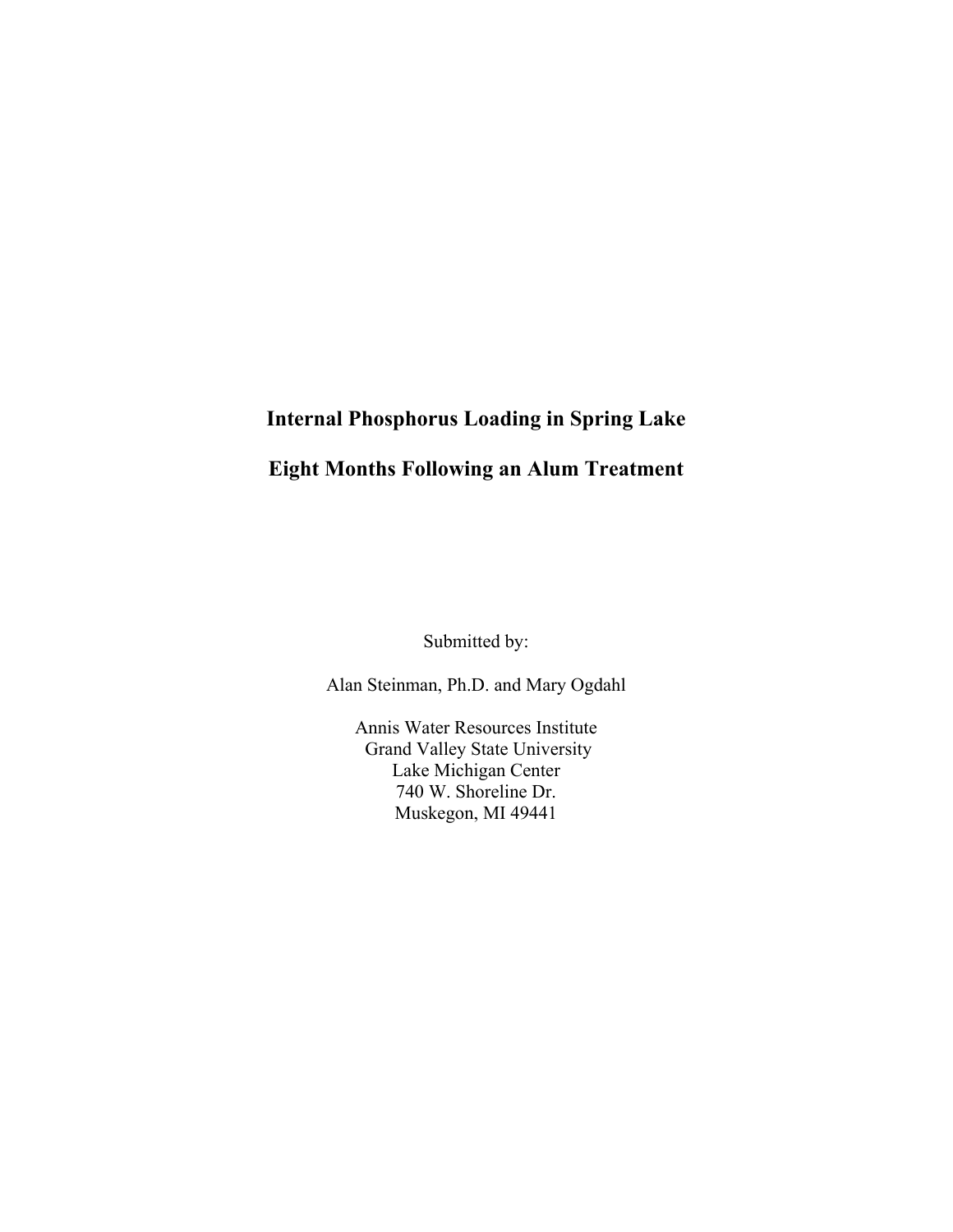# Internal Phosphorus Loading in Spring Lake

# Eight Months Following an Alum Treatment

Submitted by:

Alan Steinman, Ph.D. and Mary Ogdahl

Annis Water Resources Institute  
Grand Valley State University  
Lake Michigan Center  
740 W. Shoreline Dr.  
Muskegon, MI 49441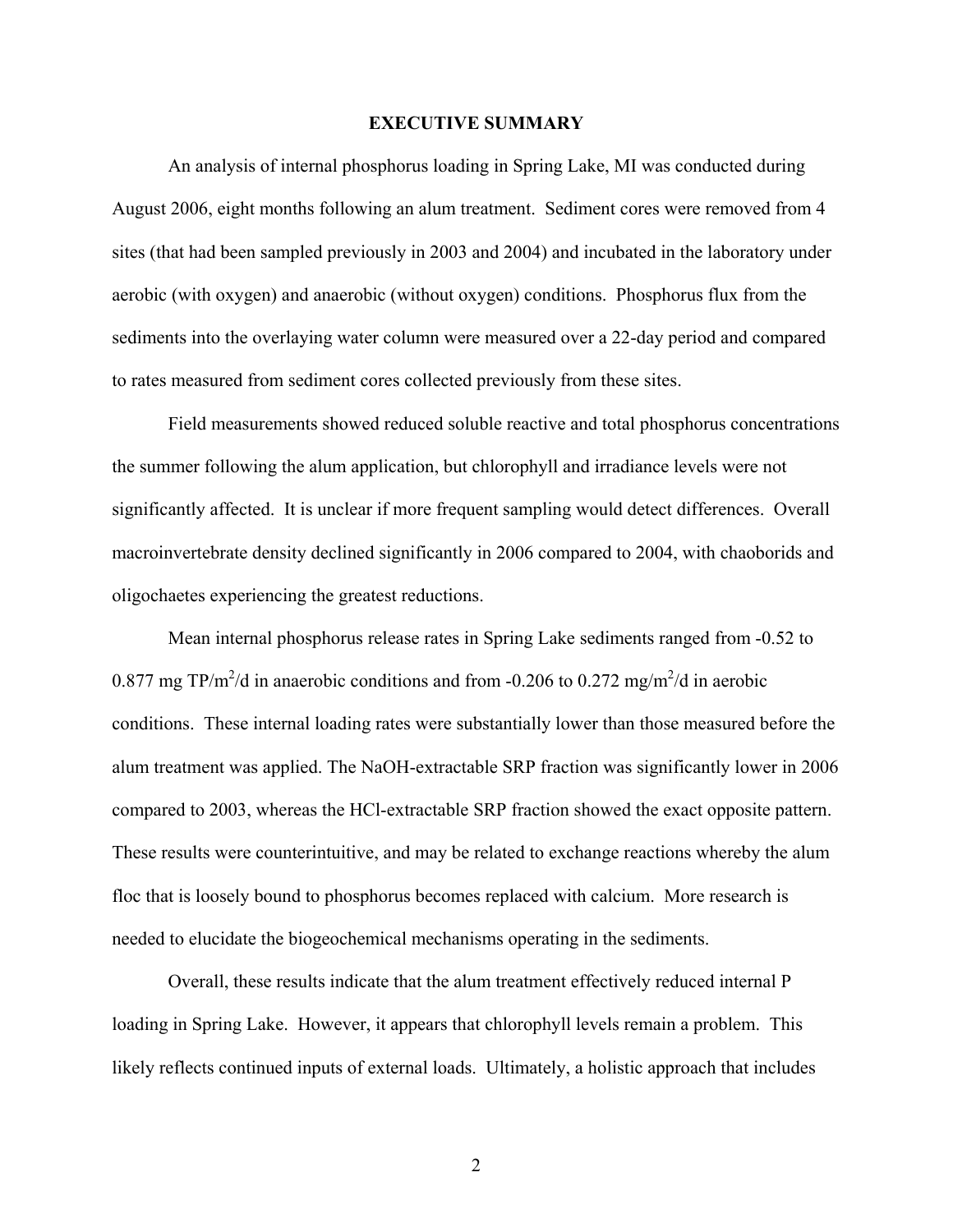# EXECUTIVE SUMMARY

An analysis of internal phosphorus loading in Spring Lake, MI was conducted during August 2006, eight months following an alum treatment. Sediment cores were removed from 4 sites (that had been sampled previously in 2003 and 2004) and incubated in the laboratory under aerobic (with oxygen) and anaerobic (without oxygen) conditions. Phosphorus flux from the sediments into the overlaying water column were measured over a 22-day period and compared to rates measured from sediment cores collected previously from these sites.

Field measurements showed reduced soluble reactive and total phosphorus concentrations the summer following the alum application, but chlorophyll and irradiance levels were not significantly affected. It is unclear if more frequent sampling would detect differences. Overall macroinvertebrate density declined significantly in 2006 compared to 2004, with chaoborids and oligochaetes experiencing the greatest reductions.

Mean internal phosphorus release rates in Spring Lake sediments ranged from -0.52 to 0.877 mg TP/$m^2$/d in anaerobic conditions and from -0.206 to 0.272 mg/$m^2$/d in aerobic conditions. These internal loading rates were substantially lower than those measured before the alum treatment was applied. The NaOH-extractable SRP fraction was significantly lower in 2006 compared to 2003, whereas the HCl-extractable SRP fraction showed the exact opposite pattern. These results were counterintuitive, and may be related to exchange reactions whereby the alum floc that is loosely bound to phosphorus becomes replaced with calcium. More research is needed to elucidate the biogeochemical mechanisms operating in the sediments.

Overall, these results indicate that the alum treatment effectively reduced internal P loading in Spring Lake. However, it appears that chlorophyll levels remain a problem. This likely reflects continued inputs of external loads. Ultimately, a holistic approach that includes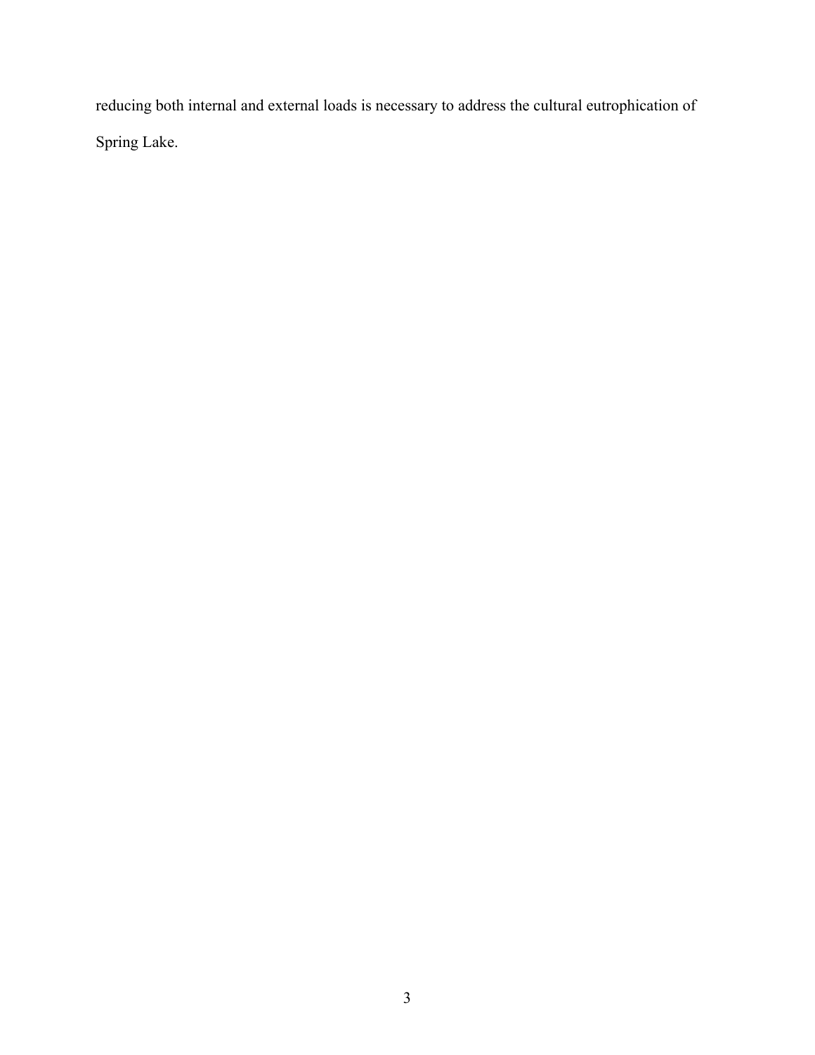reducing both internal and external loads is necessary to address the cultural eutrophication of Spring Lake.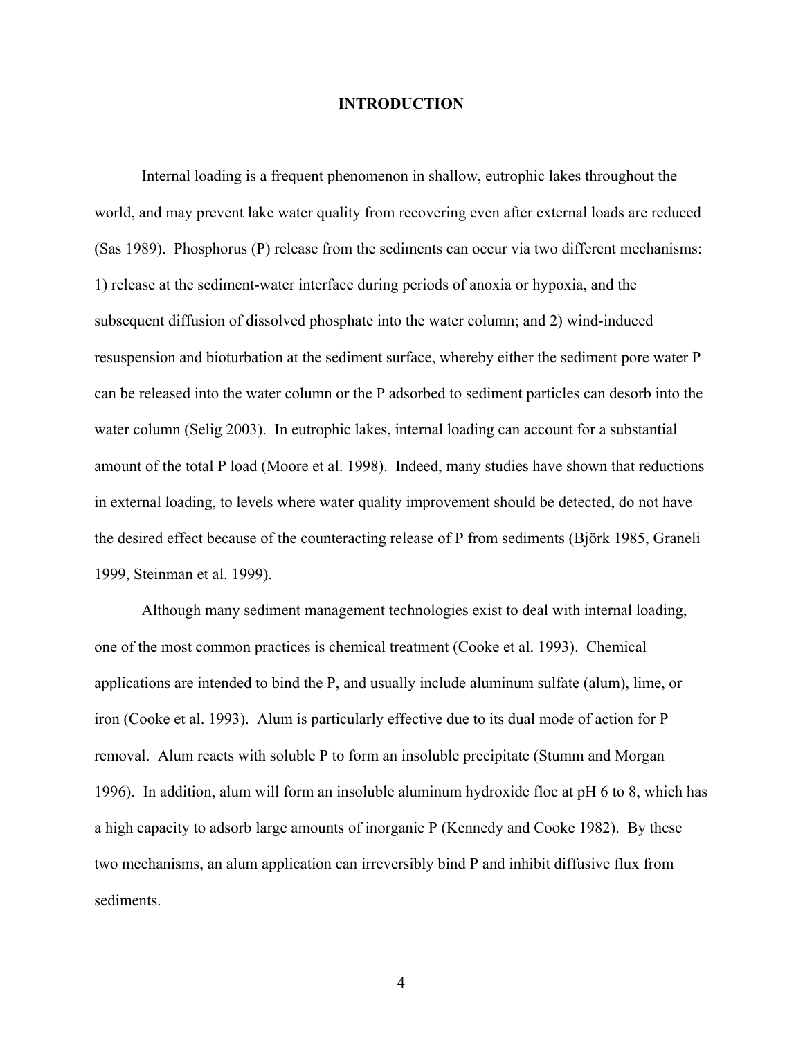# INTRODUCTION

Internal loading is a frequent phenomenon in shallow, eutrophic lakes throughout the world, and may prevent lake water quality from recovering even after external loads are reduced (Sas 1989). Phosphorus (P) release from the sediments can occur via two different mechanisms: 1) release at the sediment-water interface during periods of anoxia or hypoxia, and the subsequent diffusion of dissolved phosphate into the water column; and 2) wind-induced resuspension and bioturbation at the sediment surface, whereby either the sediment pore water P can be released into the water column or the P adsorbed to sediment particles can desorb into the water column (Selig 2003). In eutrophic lakes, internal loading can account for a substantial amount of the total P load (Moore et al. 1998). Indeed, many studies have shown that reductions in external loading, to levels where water quality improvement should be detected, do not have the desired effect because of the counteracting release of P from sediments (Björk 1985, Graneli 1999, Steinman et al. 1999).

Although many sediment management technologies exist to deal with internal loading, one of the most common practices is chemical treatment (Cooke et al. 1993). Chemical applications are intended to bind the P, and usually include aluminum sulfate (alum), lime, or iron (Cooke et al. 1993). Alum is particularly effective due to its dual mode of action for P removal. Alum reacts with soluble P to form an insoluble precipitate (Stumm and Morgan 1996). In addition, alum will form an insoluble aluminum hydroxide floc at pH 6 to 8, which has a high capacity to adsorb large amounts of inorganic P (Kennedy and Cooke 1982). By these two mechanisms, an alum application can irreversibly bind P and inhibit diffusive flux from sediments.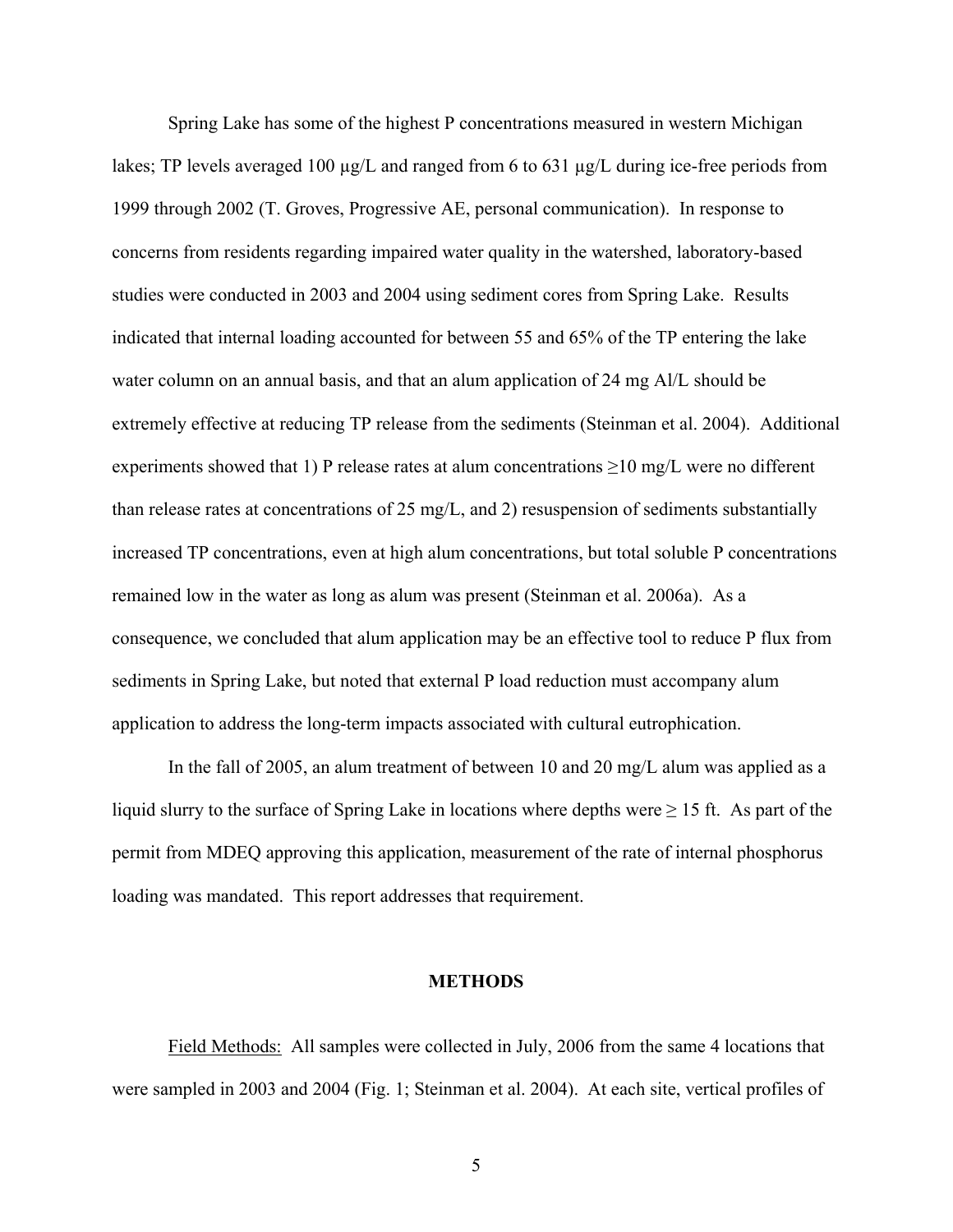Spring Lake has some of the highest P concentrations measured in western Michigan lakes; TP levels averaged 100 µg/L and ranged from 6 to 631 µg/L during ice-free periods from 1999 through 2002 (T. Groves, Progressive AE, personal communication). In response to concerns from residents regarding impaired water quality in the watershed, laboratory-based studies were conducted in 2003 and 2004 using sediment cores from Spring Lake. Results indicated that internal loading accounted for between 55 and 65% of the TP entering the lake water column on an annual basis, and that an alum application of 24 mg Al/L should be extremely effective at reducing TP release from the sediments (Steinman et al. 2004). Additional experiments showed that 1) P release rates at alum concentrations $\geq$10 mg/L were no different than release rates at concentrations of 25 mg/L, and 2) resuspension of sediments substantially increased TP concentrations, even at high alum concentrations, but total soluble P concentrations remained low in the water as long as alum was present (Steinman et al. 2006a). As a consequence, we concluded that alum application may be an effective tool to reduce P flux from sediments in Spring Lake, but noted that external P load reduction must accompany alum application to address the long-term impacts associated with cultural eutrophication.

In the fall of 2005, an alum treatment of between 10 and 20 mg/L alum was applied as a liquid slurry to the surface of Spring Lake in locations where depths were $\geq$ 15 ft. As part of the permit from MDEQ approving this application, measurement of the rate of internal phosphorus loading was mandated. This report addresses that requirement.

## METHODS

Field Methods: All samples were collected in July, 2006 from the same 4 locations that were sampled in 2003 and 2004 (Fig. 1; Steinman et al. 2004). At each site, vertical profiles of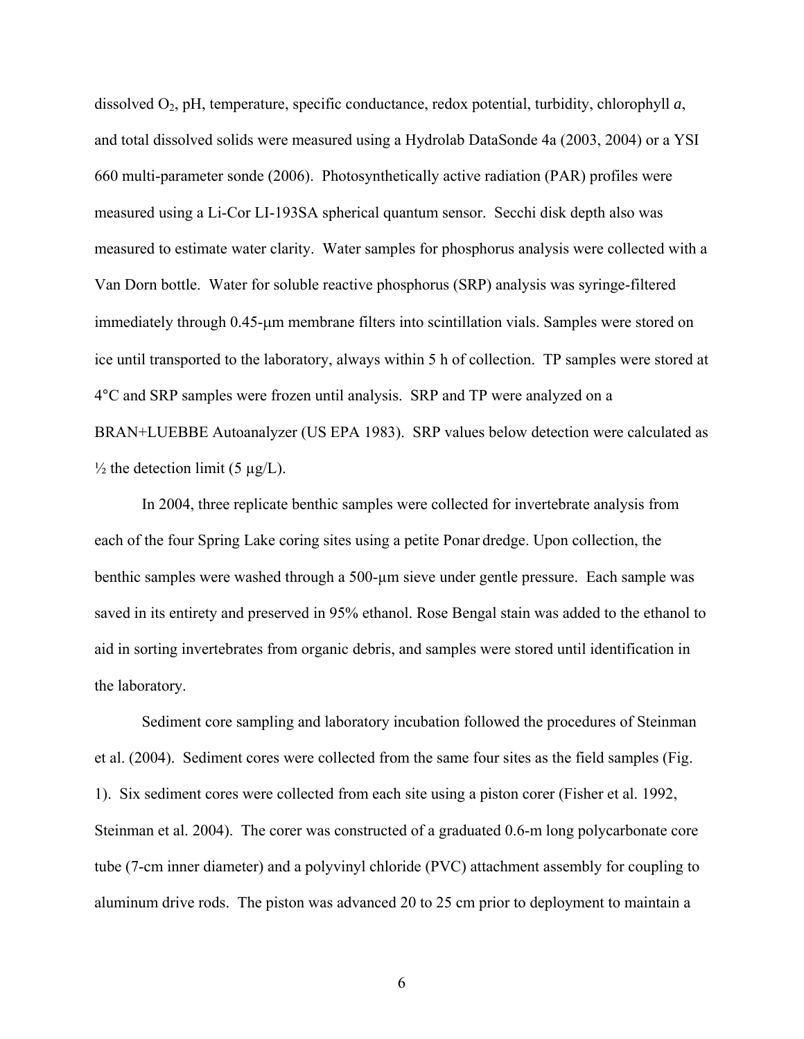dissolved $O_2$, pH, temperature, specific conductance, redox potential, turbidity, chlorophyll *a*, and total dissolved solids were measured using a Hydrolab DataSonde 4a (2003, 2004) or a YSI 660 multi-parameter sonde (2006). Photosynthetically active radiation (PAR) profiles were measured using a Li-Cor LI-193SA spherical quantum sensor. Secchi disk depth also was measured to estimate water clarity. Water samples for phosphorus analysis were collected with a Van Dorn bottle. Water for soluble reactive phosphorus (SRP) analysis was syringe-filtered immediately through 0.45-μm membrane filters into scintillation vials. Samples were stored on ice until transported to the laboratory, always within 5 h of collection. TP samples were stored at 4°C and SRP samples were frozen until analysis. SRP and TP were analyzed on a BRAN+LUEBBE Autoanalyzer (US EPA 1983). SRP values below detection were calculated as ½ the detection limit (5 μg/L).

In 2004, three replicate benthic samples were collected for invertebrate analysis from each of the four Spring Lake coring sites using a petite Ponar dredge. Upon collection, the benthic samples were washed through a 500-μm sieve under gentle pressure. Each sample was saved in its entirety and preserved in 95% ethanol. Rose Bengal stain was added to the ethanol to aid in sorting invertebrates from organic debris, and samples were stored until identification in the laboratory.

Sediment core sampling and laboratory incubation followed the procedures of Steinman et al. (2004). Sediment cores were collected from the same four sites as the field samples (Fig. 1). Six sediment cores were collected from each site using a piston corer (Fisher et al. 1992, Steinman et al. 2004). The corer was constructed of a graduated 0.6-m long polycarbonate core tube (7-cm inner diameter) and a polyvinyl chloride (PVC) attachment assembly for coupling to aluminum drive rods. The piston was advanced 20 to 25 cm prior to deployment to maintain a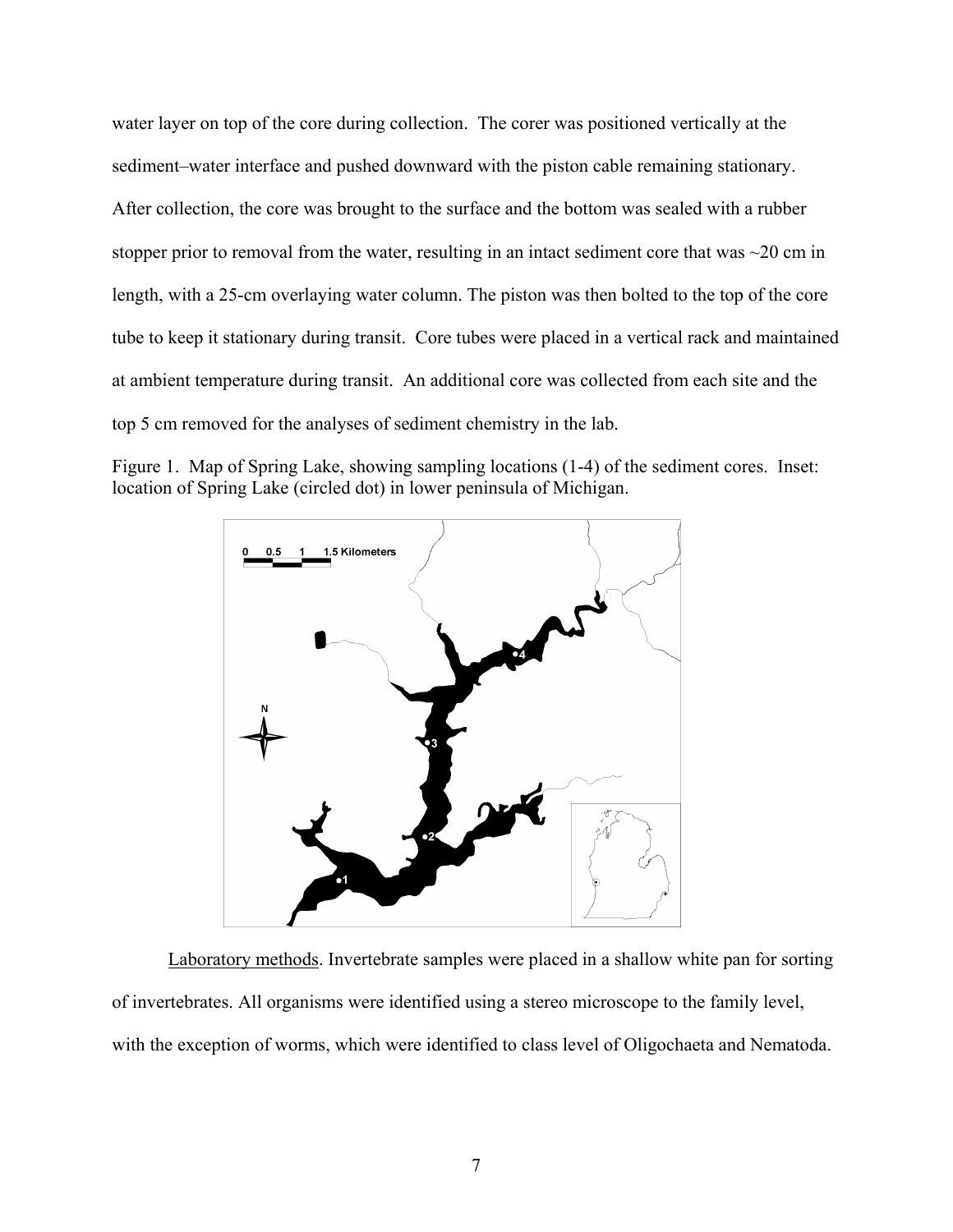water layer on top of the core during collection. The corer was positioned vertically at the sediment–water interface and pushed downward with the piston cable remaining stationary. After collection, the core was brought to the surface and the bottom was sealed with a rubber stopper prior to removal from the water, resulting in an intact sediment core that was ~20 cm in length, with a 25-cm overlaying water column. The piston was then bolted to the top of the core tube to keep it stationary during transit. Core tubes were placed in a vertical rack and maintained at ambient temperature during transit. An additional core was collected from each site and the top 5 cm removed for the analyses of sediment chemistry in the lab.

Figure 1. Map of Spring Lake, showing sampling locations (1-4) of the sediment cores. Inset: location of Spring Lake (circled dot) in lower peninsula of Michigan.

Laboratory methods. Invertebrate samples were placed in a shallow white pan for sorting of invertebrates. All organisms were identified using a stereo microscope to the family level, with the exception of worms, which were identified to class level of Oligochaeta and Nematoda.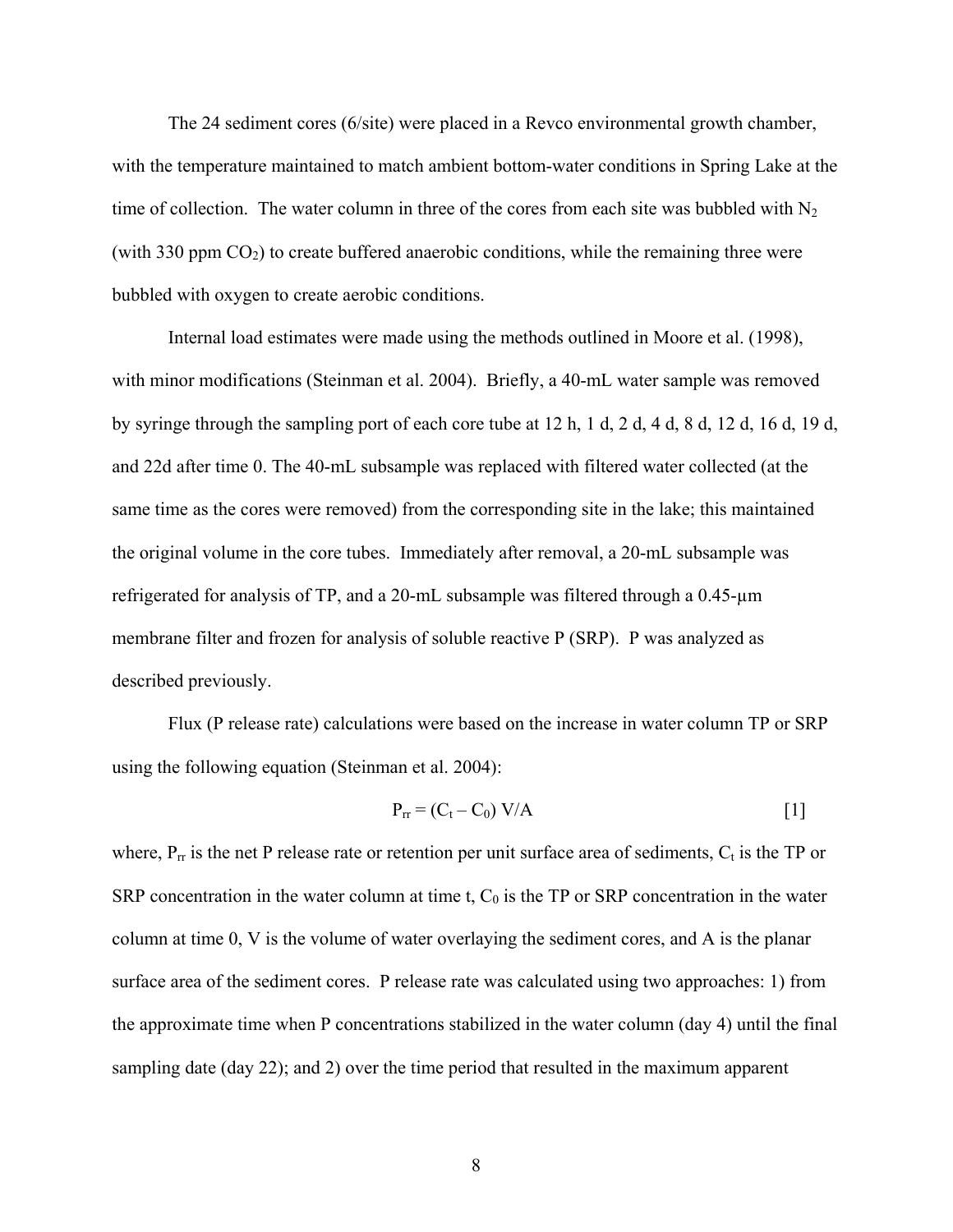The 24 sediment cores (6/site) were placed in a Revco environmental growth chamber, with the temperature maintained to match ambient bottom-water conditions in Spring Lake at the time of collection. The water column in three of the cores from each site was bubbled with $N_2$ (with 330 ppm $CO_2$) to create buffered anaerobic conditions, while the remaining three were bubbled with oxygen to create aerobic conditions.

Internal load estimates were made using the methods outlined in Moore et al. (1998), with minor modifications (Steinman et al. 2004). Briefly, a 40-mL water sample was removed by syringe through the sampling port of each core tube at 12 h, 1 d, 2 d, 4 d, 8 d, 12 d, 16 d, 19 d, and 22d after time 0. The 40-mL subsample was replaced with filtered water collected (at the same time as the cores were removed) from the corresponding site in the lake; this maintained the original volume in the core tubes. Immediately after removal, a 20-mL subsample was refrigerated for analysis of TP, and a 20-mL subsample was filtered through a 0.45-µm membrane filter and frozen for analysis of soluble reactive P (SRP). P was analyzed as described previously.

Flux (P release rate) calculations were based on the increase in water column TP or SRP using the following equation (Steinman et al. 2004):

$$P_{rr} = (C_t - C_0)\ V/A \qquad [1]$$

where, $P_{rr}$ is the net P release rate or retention per unit surface area of sediments, $C_t$ is the TP or SRP concentration in the water column at time t, $C_0$ is the TP or SRP concentration in the water column at time 0, V is the volume of water overlaying the sediment cores, and A is the planar surface area of the sediment cores. P release rate was calculated using two approaches: 1) from the approximate time when P concentrations stabilized in the water column (day 4) until the final sampling date (day 22); and 2) over the time period that resulted in the maximum apparent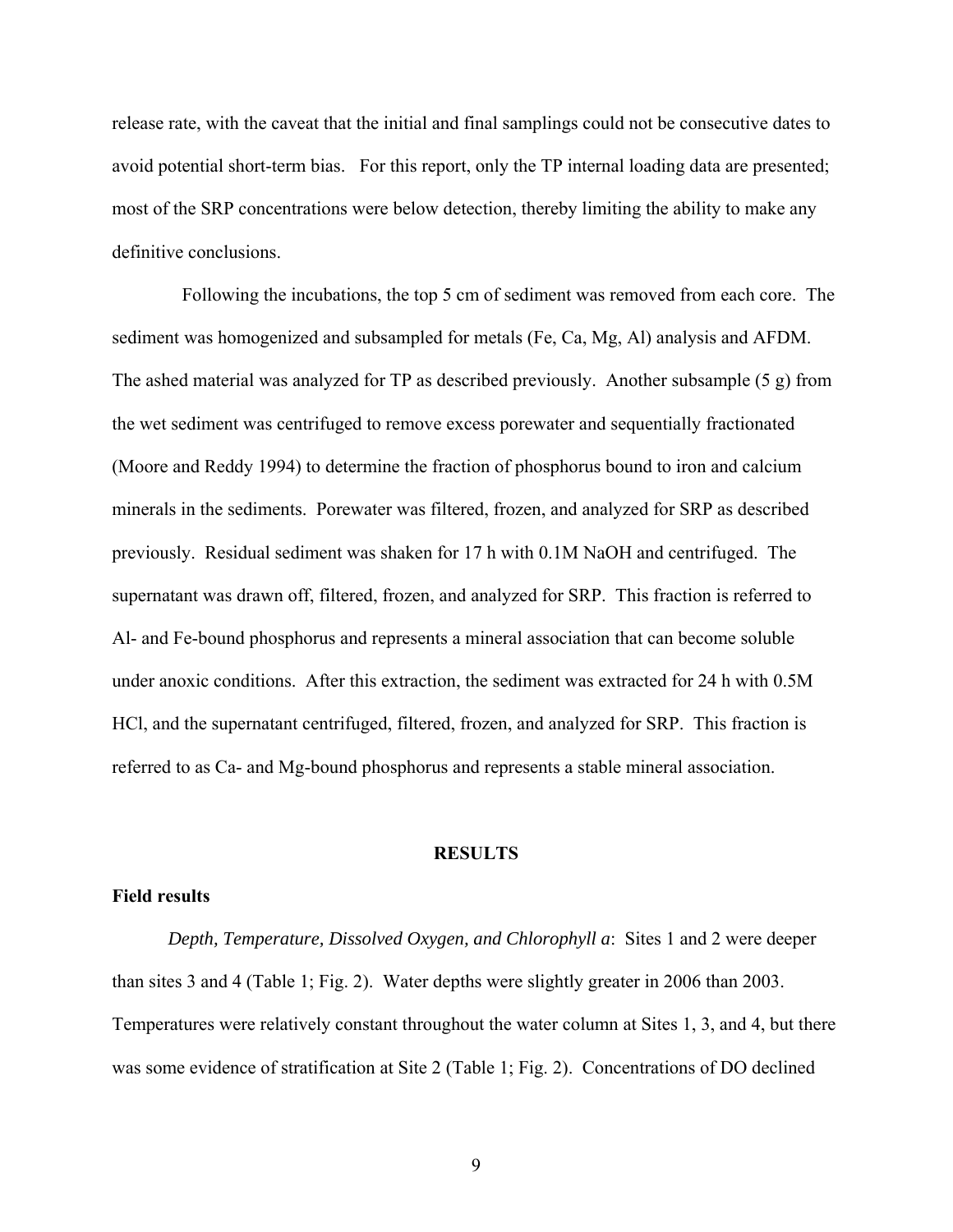release rate, with the caveat that the initial and final samplings could not be consecutive dates to avoid potential short-term bias. For this report, only the TP internal loading data are presented; most of the SRP concentrations were below detection, thereby limiting the ability to make any definitive conclusions.

Following the incubations, the top 5 cm of sediment was removed from each core. The sediment was homogenized and subsampled for metals (Fe, Ca, Mg, Al) analysis and AFDM. The ashed material was analyzed for TP as described previously. Another subsample (5 g) from the wet sediment was centrifuged to remove excess porewater and sequentially fractionated (Moore and Reddy 1994) to determine the fraction of phosphorus bound to iron and calcium minerals in the sediments. Porewater was filtered, frozen, and analyzed for SRP as described previously. Residual sediment was shaken for 17 h with 0.1M NaOH and centrifuged. The supernatant was drawn off, filtered, frozen, and analyzed for SRP. This fraction is referred to Al- and Fe-bound phosphorus and represents a mineral association that can become soluble under anoxic conditions. After this extraction, the sediment was extracted for 24 h with 0.5M HCl, and the supernatant centrifuged, filtered, frozen, and analyzed for SRP. This fraction is referred to as Ca- and Mg-bound phosphorus and represents a stable mineral association.

## RESULTS

### Field results

*Depth, Temperature, Dissolved Oxygen, and Chlorophyll a*: Sites 1 and 2 were deeper than sites 3 and 4 (Table 1; Fig. 2). Water depths were slightly greater in 2006 than 2003. Temperatures were relatively constant throughout the water column at Sites 1, 3, and 4, but there was some evidence of stratification at Site 2 (Table 1; Fig. 2). Concentrations of DO declined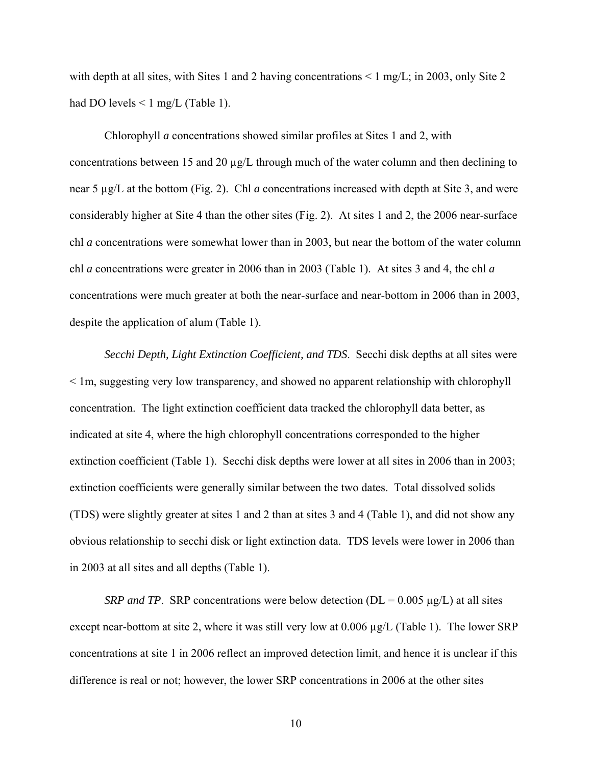with depth at all sites, with Sites 1 and 2 having concentrations < 1 mg/L; in 2003, only Site 2 had DO levels < 1 mg/L (Table 1).

Chlorophyll *a* concentrations showed similar profiles at Sites 1 and 2, with concentrations between 15 and 20 µg/L through much of the water column and then declining to near 5 µg/L at the bottom (Fig. 2). Chl *a* concentrations increased with depth at Site 3, and were considerably higher at Site 4 than the other sites (Fig. 2). At sites 1 and 2, the 2006 near-surface chl *a* concentrations were somewhat lower than in 2003, but near the bottom of the water column chl *a* concentrations were greater in 2006 than in 2003 (Table 1). At sites 3 and 4, the chl *a* concentrations were much greater at both the near-surface and near-bottom in 2006 than in 2003, despite the application of alum (Table 1).

*Secchi Depth, Light Extinction Coefficient, and TDS*. Secchi disk depths at all sites were < 1m, suggesting very low transparency, and showed no apparent relationship with chlorophyll concentration. The light extinction coefficient data tracked the chlorophyll data better, as indicated at site 4, where the high chlorophyll concentrations corresponded to the higher extinction coefficient (Table 1). Secchi disk depths were lower at all sites in 2006 than in 2003; extinction coefficients were generally similar between the two dates. Total dissolved solids (TDS) were slightly greater at sites 1 and 2 than at sites 3 and 4 (Table 1), and did not show any obvious relationship to secchi disk or light extinction data. TDS levels were lower in 2006 than in 2003 at all sites and all depths (Table 1).

*SRP and TP*. SRP concentrations were below detection (DL = 0.005 µg/L) at all sites except near-bottom at site 2, where it was still very low at 0.006 µg/L (Table 1). The lower SRP concentrations at site 1 in 2006 reflect an improved detection limit, and hence it is unclear if this difference is real or not; however, the lower SRP concentrations in 2006 at the other sites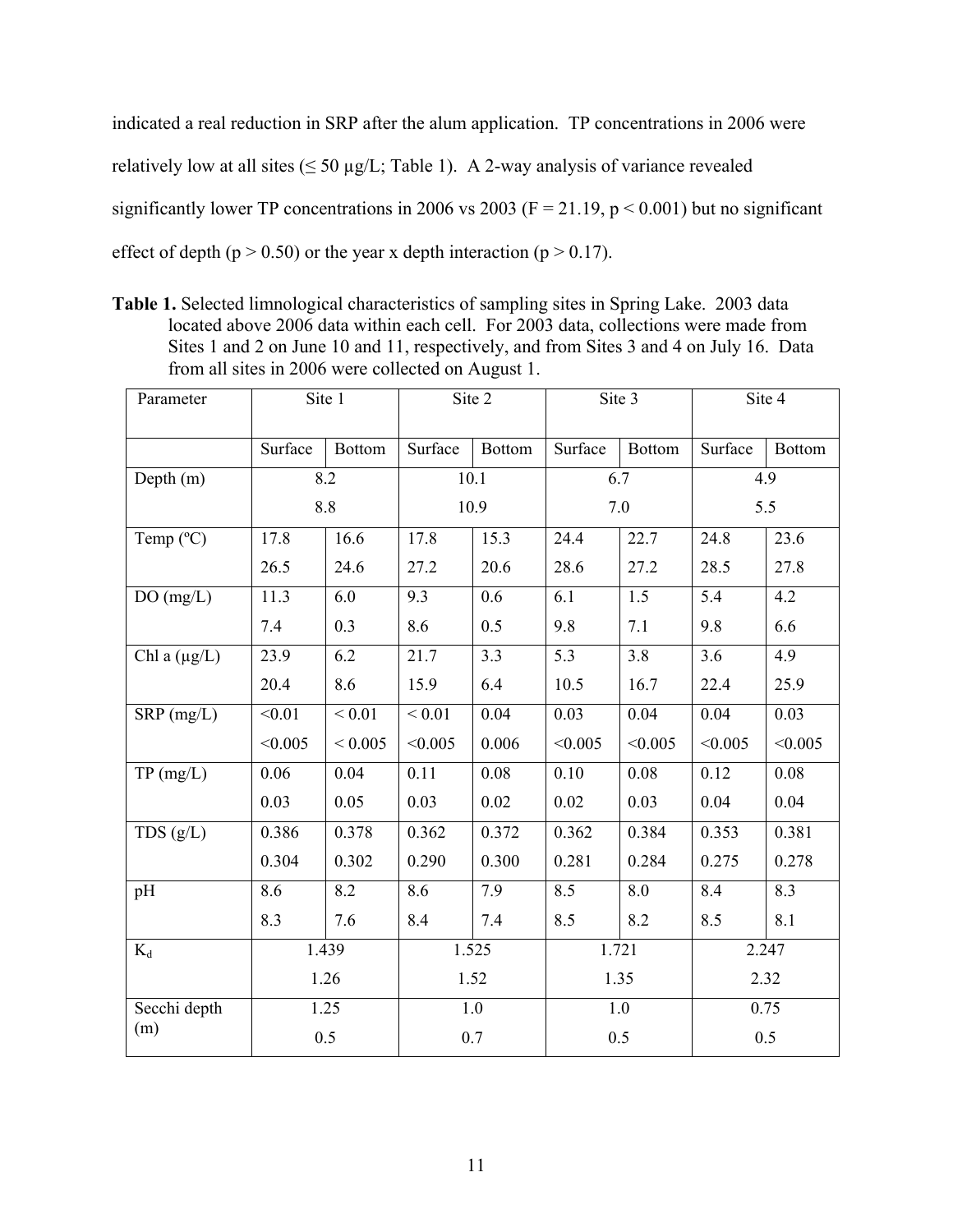indicated a real reduction in SRP after the alum application. TP concentrations in 2006 were relatively low at all sites (≤ 50 µg/L; Table 1). A 2-way analysis of variance revealed significantly lower TP concentrations in 2006 vs 2003 ($F = 21.19$, $p < 0.001$) but no significant effect of depth ($p > 0.50$) or the year x depth interaction ($p > 0.17$).

**Table 1.** Selected limnological characteristics of sampling sites in Spring Lake. 2003 data located above 2006 data within each cell. For 2003 data, collections were made from Sites 1 and 2 on June 10 and 11, respectively, and from Sites 3 and 4 on July 16. Data from all sites in 2006 were collected on August 1.

| Parameter | Site 1 | | Site 2 | | Site 3 | | Site 4 | |
|---|---|---|---|---|---|---|---|---|
| | Surface | Bottom | Surface | Bottom | Surface | Bottom | Surface | Bottom |
| Depth (m) | 8.2<br>8.8 | | 10.1<br>10.9 | | 6.7<br>7.0 | | 4.9<br>5.5 | |
| Temp (ºC) | 17.8<br>26.5 | 16.6<br>24.6 | 17.8<br>27.2 | 15.3<br>20.6 | 24.4<br>28.6 | 22.7<br>27.2 | 24.8<br>28.5 | 23.6<br>27.8 |
| DO (mg/L) | 11.3<br>7.4 | 6.0<br>0.3 | 9.3<br>8.6 | 0.6<br>0.5 | 6.1<br>9.8 | 1.5<br>7.1 | 5.4<br>9.8 | 4.2<br>6.6 |
| Chl a (µg/L) | 23.9<br>20.4 | 6.2<br>8.6 | 21.7<br>15.9 | 3.3<br>6.4 | 5.3<br>10.5 | 3.8<br>16.7 | 3.6<br>22.4 | 4.9<br>25.9 |
| SRP (mg/L) | <0.01<br><0.005 | < 0.01<br>< 0.005 | < 0.01<br><0.005 | 0.04<br>0.006 | 0.03<br><0.005 | 0.04<br><0.005 | 0.04<br><0.005 | 0.03<br><0.005 |
| TP (mg/L) | 0.06<br>0.03 | 0.04<br>0.05 | 0.11<br>0.03 | 0.08<br>0.02 | 0.10<br>0.02 | 0.08<br>0.03 | 0.12<br>0.04 | 0.08<br>0.04 |
| TDS (g/L) | 0.386<br>0.304 | 0.378<br>0.302 | 0.362<br>0.290 | 0.372<br>0.300 | 0.362<br>0.281 | 0.384<br>0.284 | 0.353<br>0.275 | 0.381<br>0.278 |
| pH | 8.6<br>8.3 | 8.2<br>7.6 | 8.6<br>8.4 | 7.9<br>7.4 | 8.5<br>8.5 | 8.0<br>8.2 | 8.4<br>8.5 | 8.3<br>8.1 |
| $K_d$ | 1.439<br>1.26 | | 1.525<br>1.52 | | 1.721<br>1.35 | | 2.247<br>2.32 | |
| Secchi depth (m) | 1.25<br>0.5 | | 1.0<br>0.7 | | 1.0<br>0.5 | | 0.75<br>0.5 | |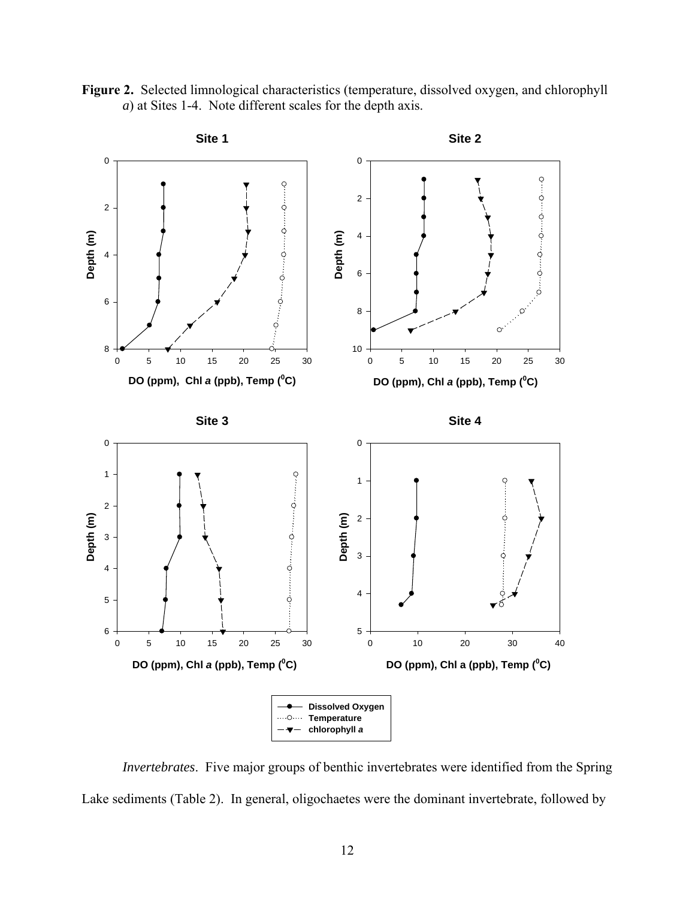**Figure 2.** Selected limnological characteristics (temperature, dissolved oxygen, and chlorophyll *a*) at Sites 1-4. Note different scales for the depth axis.

*Invertebrates*. Five major groups of benthic invertebrates were identified from the Spring Lake sediments (Table 2). In general, oligochaetes were the dominant invertebrate, followed by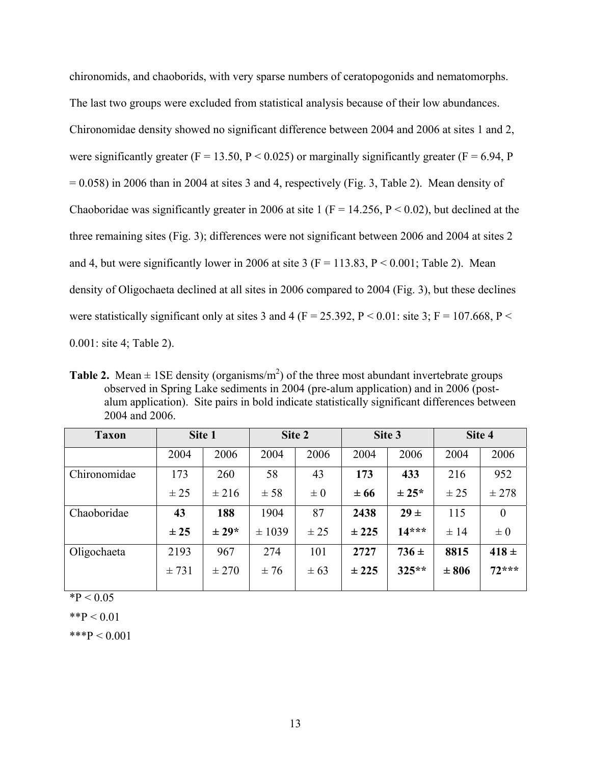chironomids, and chaoborids, with very sparse numbers of ceratopogonids and nematomorphs. The last two groups were excluded from statistical analysis because of their low abundances. Chironomidae density showed no significant difference between 2004 and 2006 at sites 1 and 2, were significantly greater ($F = 13.50$, $P < 0.025$) or marginally significantly greater ($F = 6.94$, $P = 0.058$) in 2006 than in 2004 at sites 3 and 4, respectively (Fig. 3, Table 2). Mean density of Chaoboridae was significantly greater in 2006 at site 1 ($F = 14.256$, $P < 0.02$), but declined at the three remaining sites (Fig. 3); differences were not significant between 2006 and 2004 at sites 2 and 4, but were significantly lower in 2006 at site 3 ($F = 113.83$, $P < 0.001$; Table 2). Mean density of Oligochaeta declined at all sites in 2006 compared to 2004 (Fig. 3), but these declines were statistically significant only at sites 3 and 4 ($F = 25.392$, $P < 0.01$: site 3; $F = 107.668$, $P < 0.001$: site 4; Table 2).

**Table 2.** Mean ± 1SE density (organisms/$m^2$) of the three most abundant invertebrate groups observed in Spring Lake sediments in 2004 (pre-alum application) and in 2006 (post-alum application). Site pairs in bold indicate statistically significant differences between 2004 and 2006.

| Taxon | Site 1 | | Site 2 | | Site 3 | | Site 4 | |
|---|---|---|---|---|---|---|---|---|
| | 2004 | 2006 | 2004 | 2006 | 2004 | 2006 | 2004 | 2006 |
| Chironomidae | 173 ± 25 | 260 ± 216 | 58 ± 58 | 43 ± 0 | **173 ± 66** | **433 ± 25*** | 216 ± 25 | 952 ± 278 |
| Chaoboridae | **43 ± 25** | **188 ± 29*** | 1904 ± 1039 | 87 ± 25 | **2438 ± 225** | **29 ± 14***** | 115 ± 14 | 0 ± 0 |
| Oligochaeta | 2193 ± 731 | 967 ± 270 | 274 ± 76 | 101 ± 63 | **2727 ± 225** | **736 ± 325**** | **8815 ± 806** | **418 ± 72***** |

*P < 0.05

**P < 0.01

***P < 0.001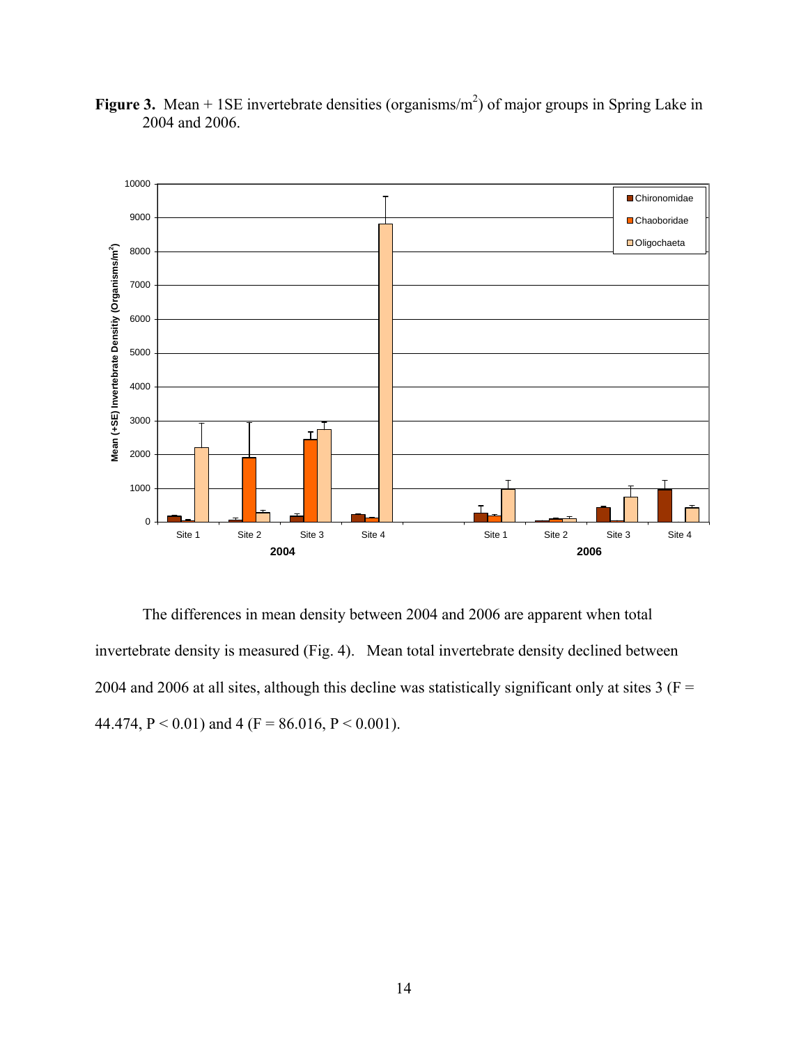**Figure 3.** Mean + 1SE invertebrate densities (organisms/m$^2$) of major groups in Spring Lake in 2004 and 2006.

The differences in mean density between 2004 and 2006 are apparent when total invertebrate density is measured (Fig. 4). Mean total invertebrate density declined between 2004 and 2006 at all sites, although this decline was statistically significant only at sites 3 ($F = 44.474$, $P < 0.01$) and 4 ($F = 86.016$, $P < 0.001$).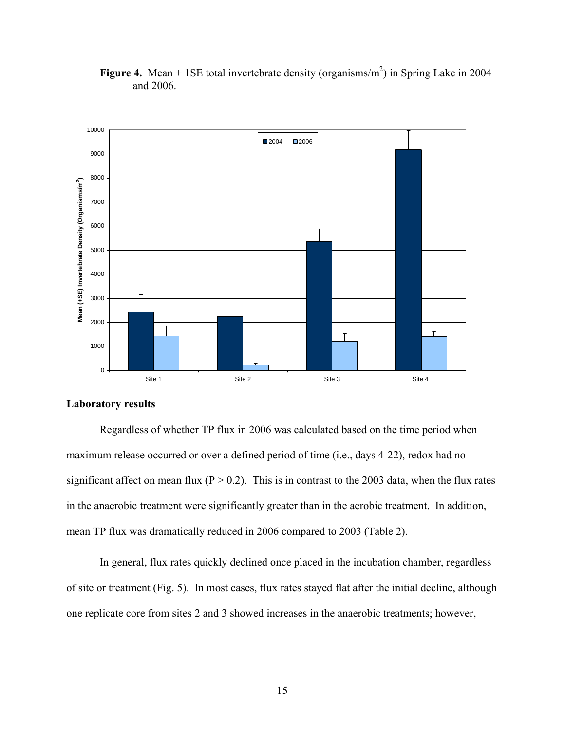**Figure 4.** Mean + 1SE total invertebrate density (organisms/m$^2$) in Spring Lake in 2004 and 2006.

## Laboratory results

Regardless of whether TP flux in 2006 was calculated based on the time period when maximum release occurred or over a defined period of time (i.e., days 4-22), redox had no significant affect on mean flux ($P > 0.2$). This is in contrast to the 2003 data, when the flux rates in the anaerobic treatment were significantly greater than in the aerobic treatment. In addition, mean TP flux was dramatically reduced in 2006 compared to 2003 (Table 2).

In general, flux rates quickly declined once placed in the incubation chamber, regardless of site or treatment (Fig. 5). In most cases, flux rates stayed flat after the initial decline, although one replicate core from sites 2 and 3 showed increases in the anaerobic treatments; however,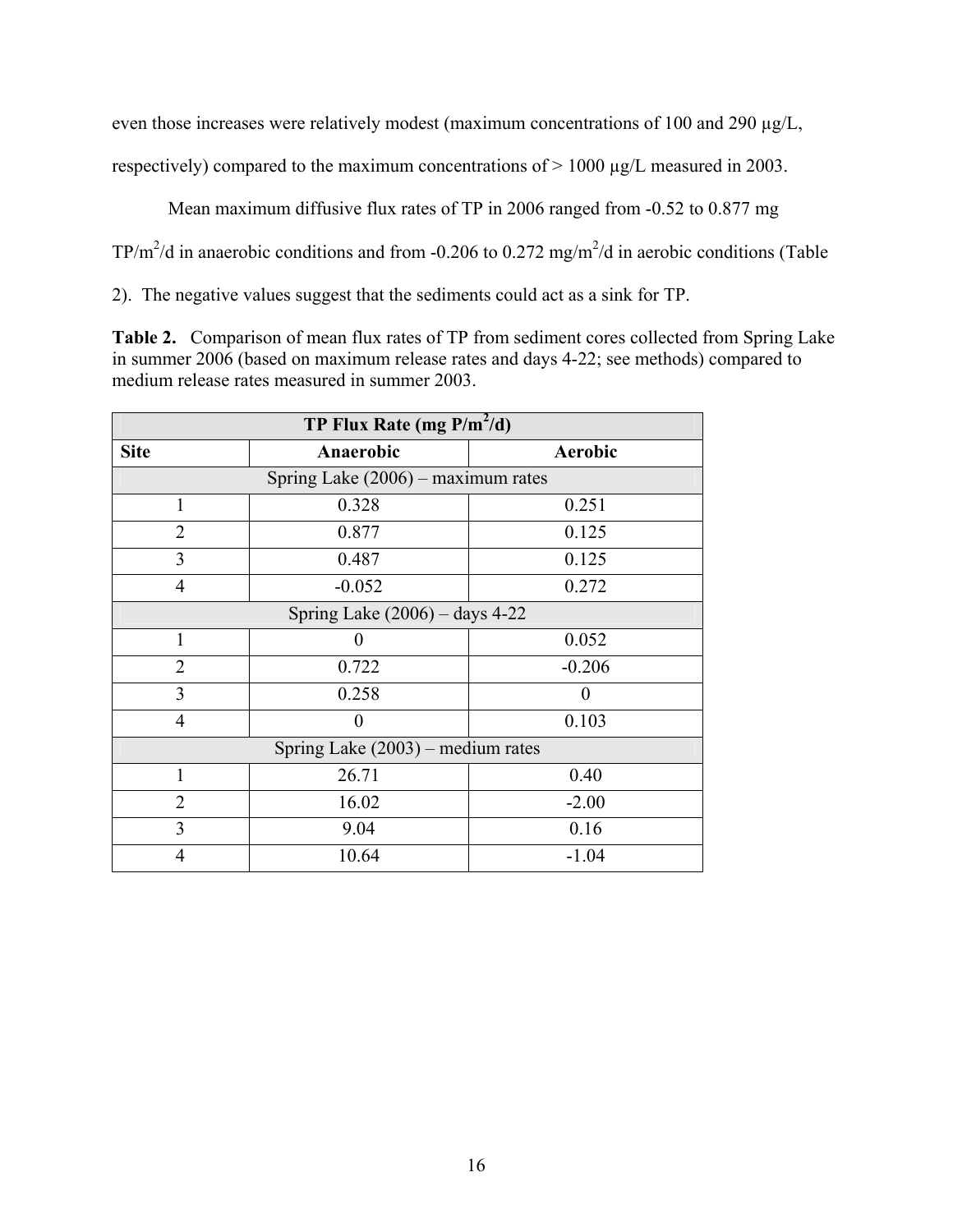even those increases were relatively modest (maximum concentrations of 100 and 290 µg/L, respectively) compared to the maximum concentrations of > 1000 µg/L measured in 2003.

Mean maximum diffusive flux rates of TP in 2006 ranged from -0.52 to 0.877 mg $TP/m^2/d$ in anaerobic conditions and from -0.206 to 0.272 $mg/m^2/d$ in aerobic conditions (Table 2). The negative values suggest that the sediments could act as a sink for TP.

**Table 2.** Comparison of mean flux rates of TP from sediment cores collected from Spring Lake in summer 2006 (based on maximum release rates and days 4-22; see methods) compared to medium release rates measured in summer 2003.

| TP Flux Rate ($mg\ P/m^2/d$) | | |
|---|---|---|
| **Site** | **Anaerobic** | **Aerobic** |
| Spring Lake (2006) – maximum rates | | |
| 1 | 0.328 | 0.251 |
| 2 | 0.877 | 0.125 |
| 3 | 0.487 | 0.125 |
| 4 | -0.052 | 0.272 |
| Spring Lake (2006) – days 4-22 | | |
| 1 | 0 | 0.052 |
| 2 | 0.722 | -0.206 |
| 3 | 0.258 | 0 |
| 4 | 0 | 0.103 |
| Spring Lake (2003) – medium rates | | |
| 1 | 26.71 | 0.40 |
| 2 | 16.02 | -2.00 |
| 3 | 9.04 | 0.16 |
| 4 | 10.64 | -1.04 |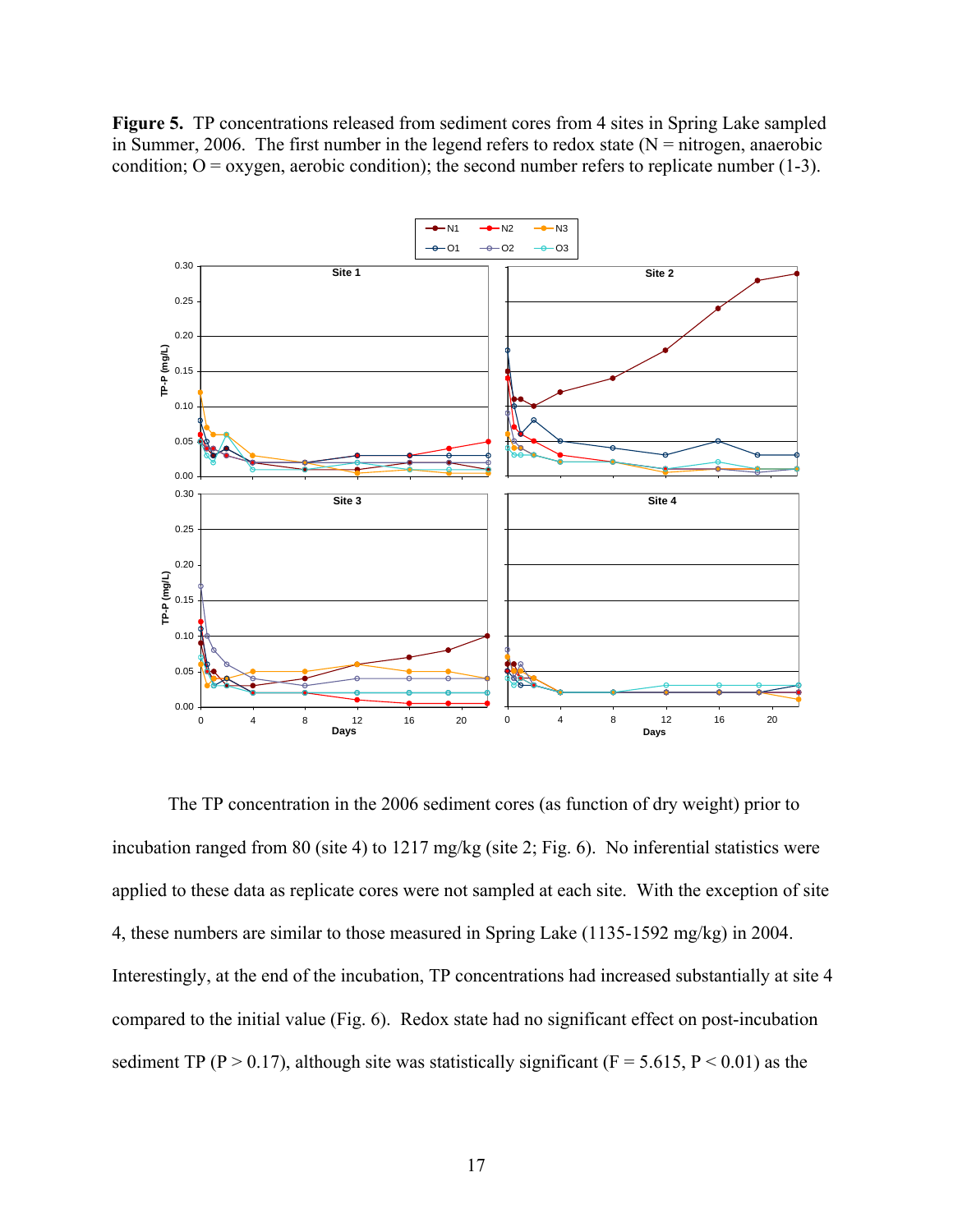**Figure 5.** TP concentrations released from sediment cores from 4 sites in Spring Lake sampled in Summer, 2006. The first number in the legend refers to redox state (N = nitrogen, anaerobic condition; O = oxygen, aerobic condition); the second number refers to replicate number (1-3).

The TP concentration in the 2006 sediment cores (as function of dry weight) prior to incubation ranged from 80 (site 4) to 1217 mg/kg (site 2; Fig. 6). No inferential statistics were applied to these data as replicate cores were not sampled at each site. With the exception of site 4, these numbers are similar to those measured in Spring Lake (1135-1592 mg/kg) in 2004. Interestingly, at the end of the incubation, TP concentrations had increased substantially at site 4 compared to the initial value (Fig. 6). Redox state had no significant effect on post-incubation sediment TP ($P > 0.17$), although site was statistically significant ($F = 5.615$, $P < 0.01$) as the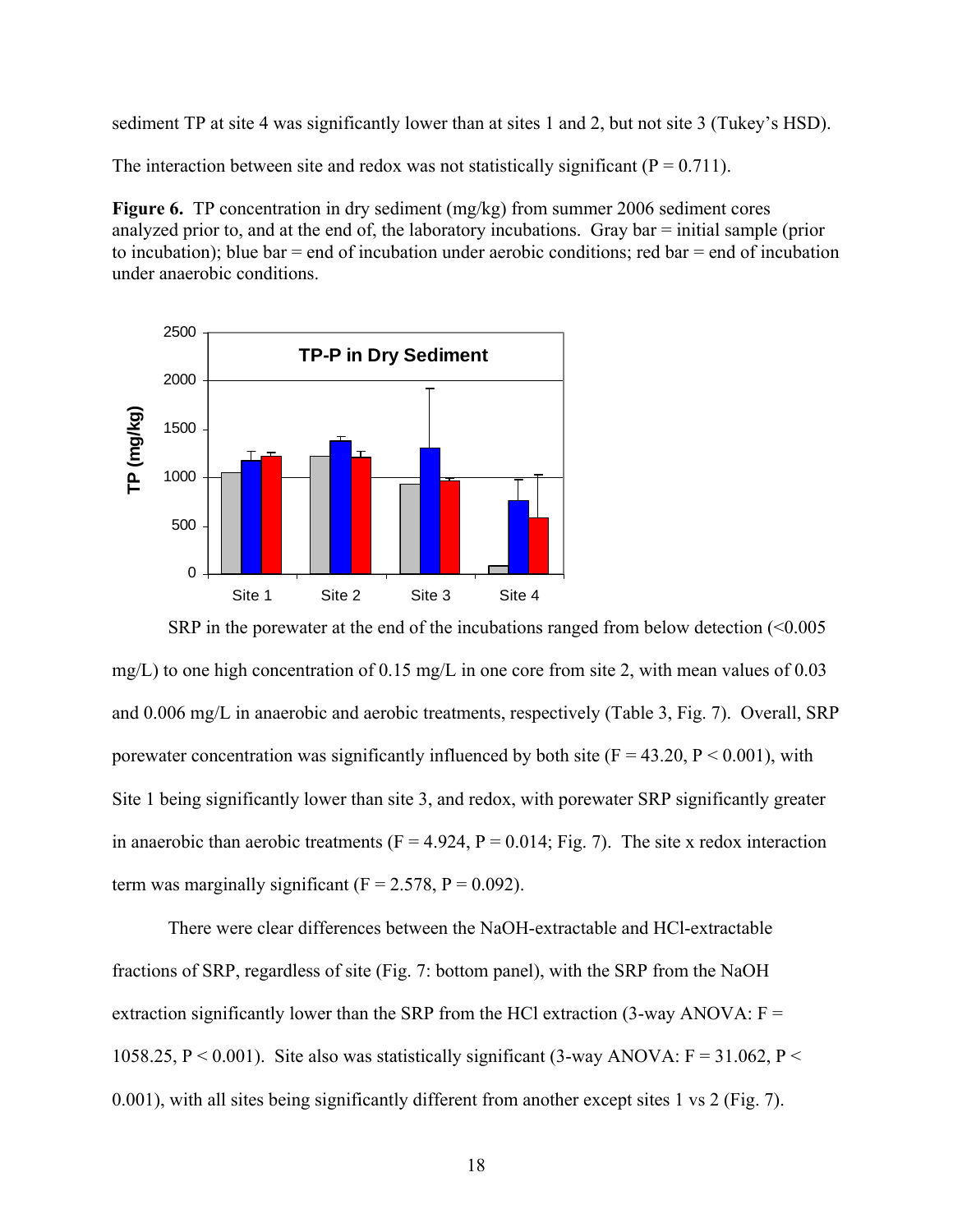sediment TP at site 4 was significantly lower than at sites 1 and 2, but not site 3 (Tukey's HSD). The interaction between site and redox was not statistically significant ($P = 0.711$).

**Figure 6.** TP concentration in dry sediment (mg/kg) from summer 2006 sediment cores analyzed prior to, and at the end of, the laboratory incubations. Gray bar = initial sample (prior to incubation); blue bar = end of incubation under aerobic conditions; red bar = end of incubation under anaerobic conditions.

SRP in the porewater at the end of the incubations ranged from below detection (<0.005 mg/L) to one high concentration of 0.15 mg/L in one core from site 2, with mean values of 0.03 and 0.006 mg/L in anaerobic and aerobic treatments, respectively (Table 3, Fig. 7). Overall, SRP porewater concentration was significantly influenced by both site ($F = 43.20$, $P < 0.001$), with Site 1 being significantly lower than site 3, and redox, with porewater SRP significantly greater in anaerobic than aerobic treatments ($F = 4.924$, $P = 0.014$; Fig. 7). The site x redox interaction term was marginally significant ($F = 2.578$, $P = 0.092$).

There were clear differences between the NaOH-extractable and HCl-extractable fractions of SRP, regardless of site (Fig. 7: bottom panel), with the SRP from the NaOH extraction significantly lower than the SRP from the HCl extraction (3-way ANOVA: $F = 1058.25$, $P < 0.001$). Site also was statistically significant (3-way ANOVA: $F = 31.062$, $P < 0.001$), with all sites being significantly different from another except sites 1 vs 2 (Fig. 7).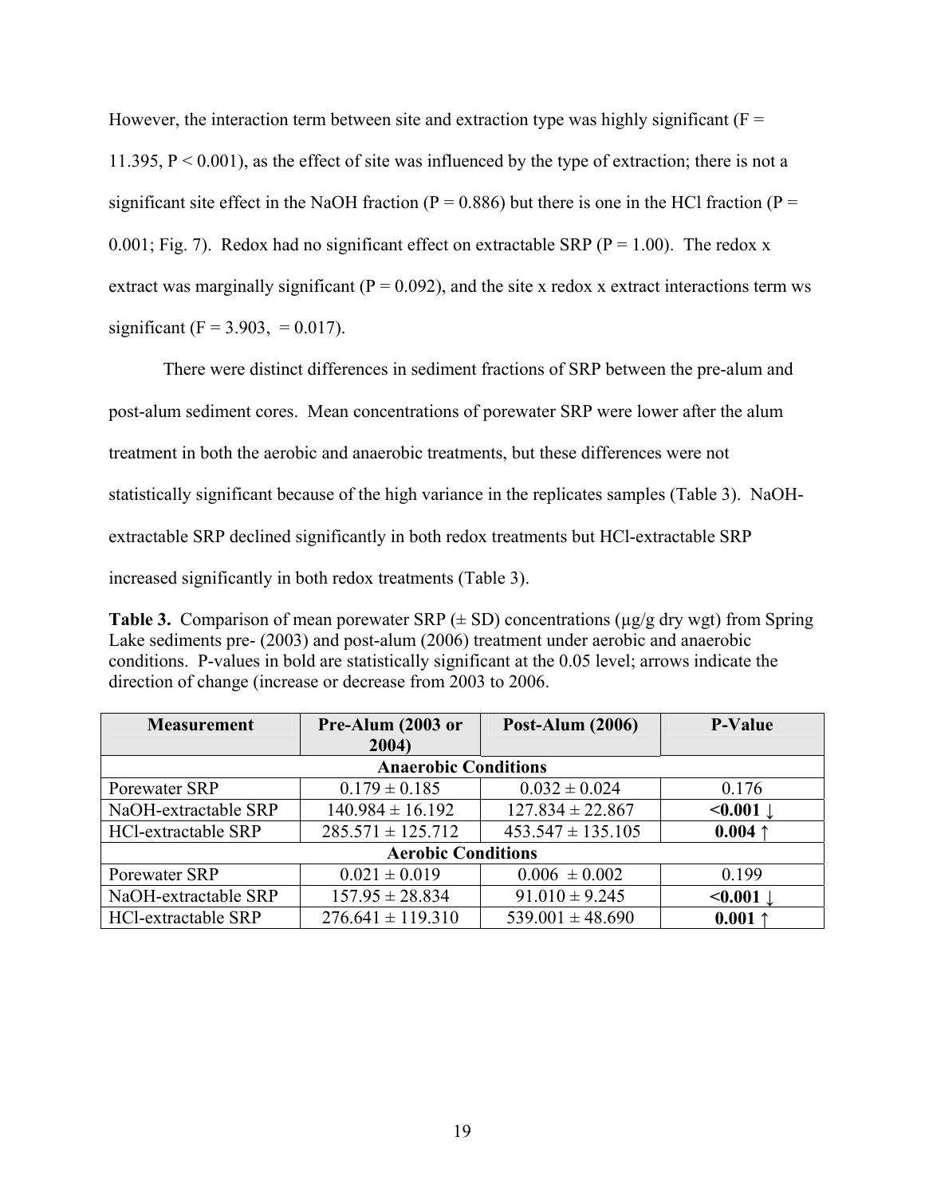However, the interaction term between site and extraction type was highly significant ($F = 11.395$, $P < 0.001$), as the effect of site was influenced by the type of extraction; there is not a significant site effect in the NaOH fraction ($P = 0.886$) but there is one in the HCl fraction ($P = 0.001$; Fig. 7). Redox had no significant effect on extractable SRP ($P = 1.00$). The redox x extract was marginally significant ($P = 0.092$), and the site x redox x extract interactions term ws significant ($F = 3.903$, $= 0.017$).

There were distinct differences in sediment fractions of SRP between the pre-alum and post-alum sediment cores. Mean concentrations of porewater SRP were lower after the alum treatment in both the aerobic and anaerobic treatments, but these differences were not statistically significant because of the high variance in the replicates samples (Table 3). NaOH-extractable SRP declined significantly in both redox treatments but HCl-extractable SRP increased significantly in both redox treatments (Table 3).

**Table 3.** Comparison of mean porewater SRP (± SD) concentrations (µg/g dry wgt) from Spring Lake sediments pre- (2003) and post-alum (2006) treatment under aerobic and anaerobic conditions. P-values in bold are statistically significant at the 0.05 level; arrows indicate the direction of change (increase or decrease from 2003 to 2006.

| Measurement | Pre-Alum (2003 or 2004) | Post-Alum (2006) | P-Value |
|---|---|---|---|
| **Anaerobic Conditions** | | | |
| Porewater SRP | 0.179 ± 0.185 | 0.032 ± 0.024 | 0.176 |
| NaOH-extractable SRP | 140.984 ± 16.192 | 127.834 ± 22.867 | **<0.001 ↓** |
| HCl-extractable SRP | 285.571 ± 125.712 | 453.547 ± 135.105 | **0.004 ↑** |
| **Aerobic Conditions** | | | |
| Porewater SRP | 0.021 ± 0.019 | 0.006 ± 0.002 | 0.199 |
| NaOH-extractable SRP | 157.95 ± 28.834 | 91.010 ± 9.245 | **<0.001 ↓** |
| HCl-extractable SRP | 276.641 ± 119.310 | 539.001 ± 48.690 | **0.001 ↑** |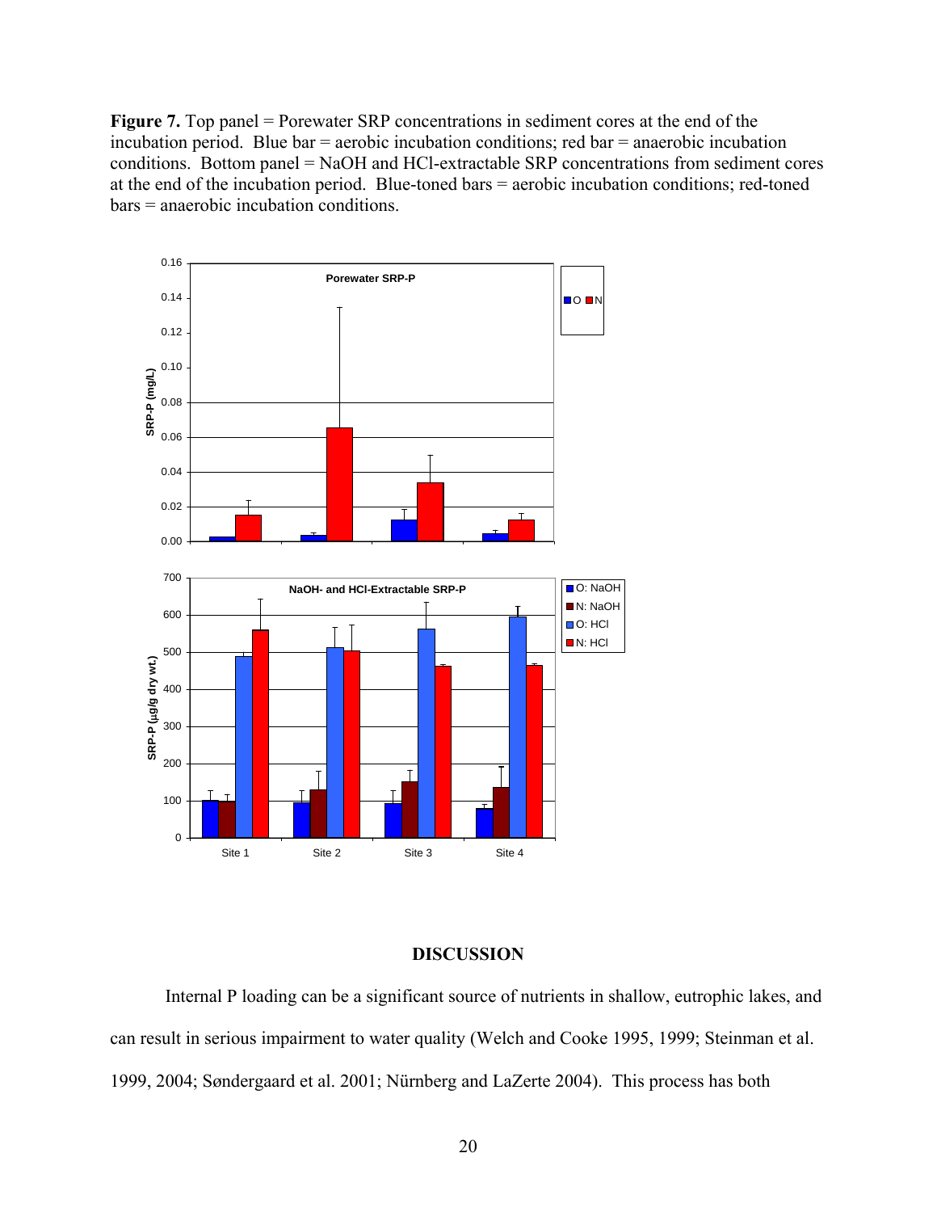**Figure 7.** Top panel = Porewater SRP concentrations in sediment cores at the end of the incubation period. Blue bar = aerobic incubation conditions; red bar = anaerobic incubation conditions. Bottom panel = NaOH and HCl-extractable SRP concentrations from sediment cores at the end of the incubation period. Blue-toned bars = aerobic incubation conditions; red-toned bars = anaerobic incubation conditions.

## DISCUSSION

Internal P loading can be a significant source of nutrients in shallow, eutrophic lakes, and can result in serious impairment to water quality (Welch and Cooke 1995, 1999; Steinman et al. 1999, 2004; Søndergaard et al. 2001; Nürnberg and LaZerte 2004). This process has both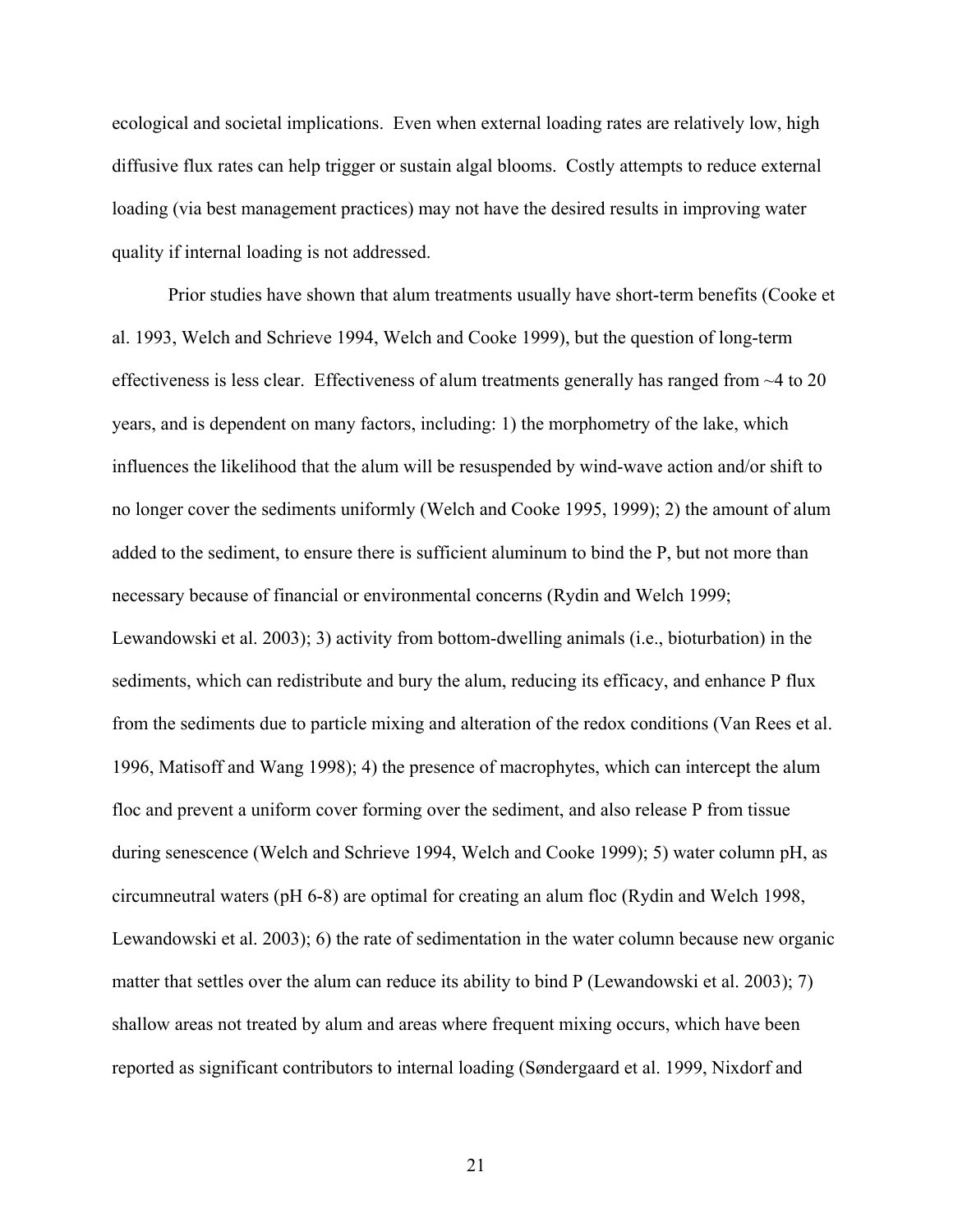ecological and societal implications. Even when external loading rates are relatively low, high diffusive flux rates can help trigger or sustain algal blooms. Costly attempts to reduce external loading (via best management practices) may not have the desired results in improving water quality if internal loading is not addressed.

Prior studies have shown that alum treatments usually have short-term benefits (Cooke et al. 1993, Welch and Schrieve 1994, Welch and Cooke 1999), but the question of long-term effectiveness is less clear. Effectiveness of alum treatments generally has ranged from ~4 to 20 years, and is dependent on many factors, including: 1) the morphometry of the lake, which influences the likelihood that the alum will be resuspended by wind-wave action and/or shift to no longer cover the sediments uniformly (Welch and Cooke 1995, 1999); 2) the amount of alum added to the sediment, to ensure there is sufficient aluminum to bind the P, but not more than necessary because of financial or environmental concerns (Rydin and Welch 1999; Lewandowski et al. 2003); 3) activity from bottom-dwelling animals (i.e., bioturbation) in the sediments, which can redistribute and bury the alum, reducing its efficacy, and enhance P flux from the sediments due to particle mixing and alteration of the redox conditions (Van Rees et al. 1996, Matisoff and Wang 1998); 4) the presence of macrophytes, which can intercept the alum floc and prevent a uniform cover forming over the sediment, and also release P from tissue during senescence (Welch and Schrieve 1994, Welch and Cooke 1999); 5) water column pH, as circumneutral waters (pH 6-8) are optimal for creating an alum floc (Rydin and Welch 1998, Lewandowski et al. 2003); 6) the rate of sedimentation in the water column because new organic matter that settles over the alum can reduce its ability to bind P (Lewandowski et al. 2003); 7) shallow areas not treated by alum and areas where frequent mixing occurs, which have been reported as significant contributors to internal loading (Søndergaard et al. 1999, Nixdorf and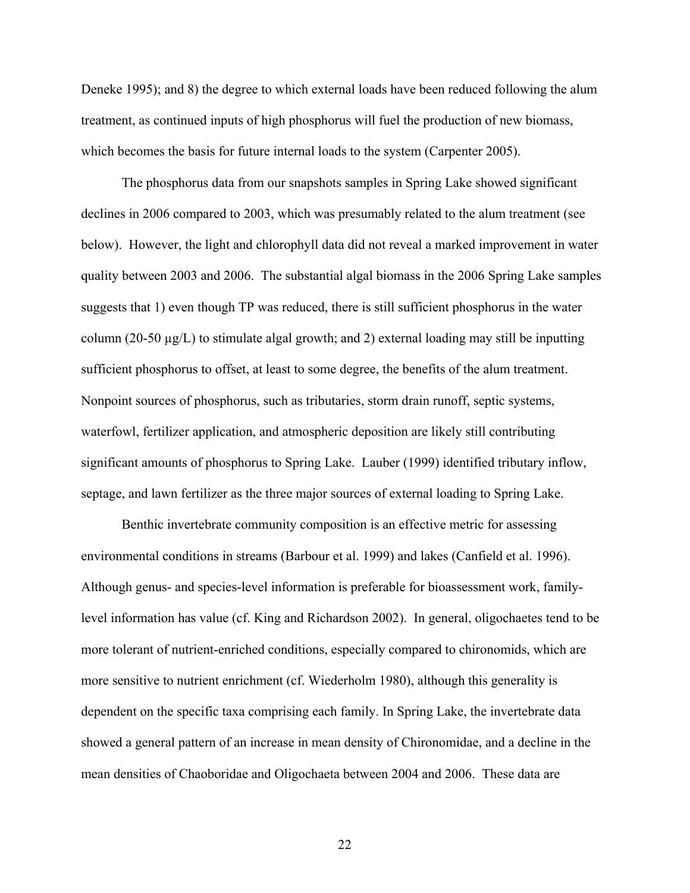Deneke 1995); and 8) the degree to which external loads have been reduced following the alum treatment, as continued inputs of high phosphorus will fuel the production of new biomass, which becomes the basis for future internal loads to the system (Carpenter 2005).

The phosphorus data from our snapshots samples in Spring Lake showed significant declines in 2006 compared to 2003, which was presumably related to the alum treatment (see below). However, the light and chlorophyll data did not reveal a marked improvement in water quality between 2003 and 2006. The substantial algal biomass in the 2006 Spring Lake samples suggests that 1) even though TP was reduced, there is still sufficient phosphorus in the water column (20-50 μg/L) to stimulate algal growth; and 2) external loading may still be inputting sufficient phosphorus to offset, at least to some degree, the benefits of the alum treatment. Nonpoint sources of phosphorus, such as tributaries, storm drain runoff, septic systems, waterfowl, fertilizer application, and atmospheric deposition are likely still contributing significant amounts of phosphorus to Spring Lake. Lauber (1999) identified tributary inflow, septage, and lawn fertilizer as the three major sources of external loading to Spring Lake.

Benthic invertebrate community composition is an effective metric for assessing environmental conditions in streams (Barbour et al. 1999) and lakes (Canfield et al. 1996). Although genus- and species-level information is preferable for bioassessment work, family-level information has value (cf. King and Richardson 2002). In general, oligochaetes tend to be more tolerant of nutrient-enriched conditions, especially compared to chironomids, which are more sensitive to nutrient enrichment (cf. Wiederholm 1980), although this generality is dependent on the specific taxa comprising each family. In Spring Lake, the invertebrate data showed a general pattern of an increase in mean density of Chironomidae, and a decline in the mean densities of Chaoboridae and Oligochaeta between 2004 and 2006. These data are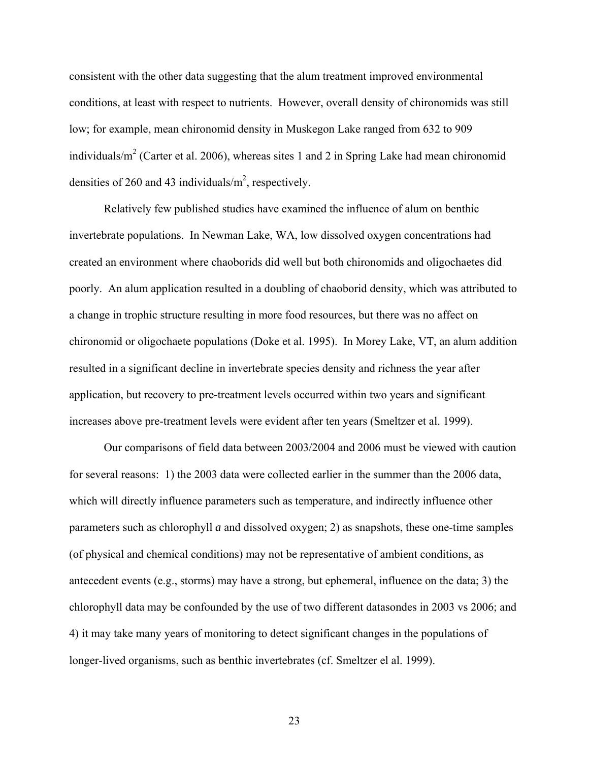consistent with the other data suggesting that the alum treatment improved environmental conditions, at least with respect to nutrients. However, overall density of chironomids was still low; for example, mean chironomid density in Muskegon Lake ranged from 632 to 909 individuals/$m^2$ (Carter et al. 2006), whereas sites 1 and 2 in Spring Lake had mean chironomid densities of 260 and 43 individuals/$m^2$, respectively.

Relatively few published studies have examined the influence of alum on benthic invertebrate populations. In Newman Lake, WA, low dissolved oxygen concentrations had created an environment where chaoborids did well but both chironomids and oligochaetes did poorly. An alum application resulted in a doubling of chaoborid density, which was attributed to a change in trophic structure resulting in more food resources, but there was no affect on chironomid or oligochaete populations (Doke et al. 1995). In Morey Lake, VT, an alum addition resulted in a significant decline in invertebrate species density and richness the year after application, but recovery to pre-treatment levels occurred within two years and significant increases above pre-treatment levels were evident after ten years (Smeltzer et al. 1999).

Our comparisons of field data between 2003/2004 and 2006 must be viewed with caution for several reasons: 1) the 2003 data were collected earlier in the summer than the 2006 data, which will directly influence parameters such as temperature, and indirectly influence other parameters such as chlorophyll *a* and dissolved oxygen; 2) as snapshots, these one-time samples (of physical and chemical conditions) may not be representative of ambient conditions, as antecedent events (e.g., storms) may have a strong, but ephemeral, influence on the data; 3) the chlorophyll data may be confounded by the use of two different datasondes in 2003 vs 2006; and 4) it may take many years of monitoring to detect significant changes in the populations of longer-lived organisms, such as benthic invertebrates (cf. Smeltzer el al. 1999).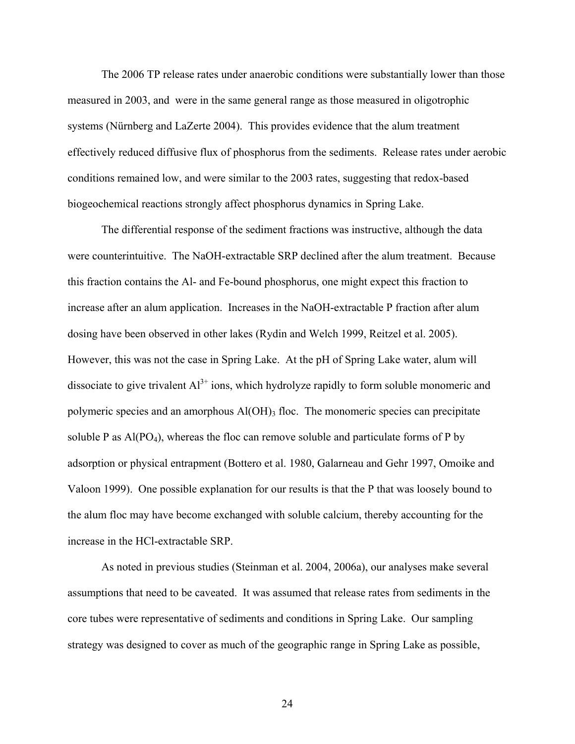The 2006 TP release rates under anaerobic conditions were substantially lower than those measured in 2003, and were in the same general range as those measured in oligotrophic systems (Nürnberg and LaZerte 2004). This provides evidence that the alum treatment effectively reduced diffusive flux of phosphorus from the sediments. Release rates under aerobic conditions remained low, and were similar to the 2003 rates, suggesting that redox-based biogeochemical reactions strongly affect phosphorus dynamics in Spring Lake.

The differential response of the sediment fractions was instructive, although the data were counterintuitive. The NaOH-extractable SRP declined after the alum treatment. Because this fraction contains the Al- and Fe-bound phosphorus, one might expect this fraction to increase after an alum application. Increases in the NaOH-extractable P fraction after alum dosing have been observed in other lakes (Rydin and Welch 1999, Reitzel et al. 2005). However, this was not the case in Spring Lake. At the pH of Spring Lake water, alum will dissociate to give trivalent $Al^{3+}$ ions, which hydrolyze rapidly to form soluble monomeric and polymeric species and an amorphous $Al(OH)_3$ floc. The monomeric species can precipitate soluble P as $Al(PO_4)$, whereas the floc can remove soluble and particulate forms of P by adsorption or physical entrapment (Bottero et al. 1980, Galarneau and Gehr 1997, Omoike and Valoon 1999). One possible explanation for our results is that the P that was loosely bound to the alum floc may have become exchanged with soluble calcium, thereby accounting for the increase in the HCl-extractable SRP.

As noted in previous studies (Steinman et al. 2004, 2006a), our analyses make several assumptions that need to be caveated. It was assumed that release rates from sediments in the core tubes were representative of sediments and conditions in Spring Lake. Our sampling strategy was designed to cover as much of the geographic range in Spring Lake as possible,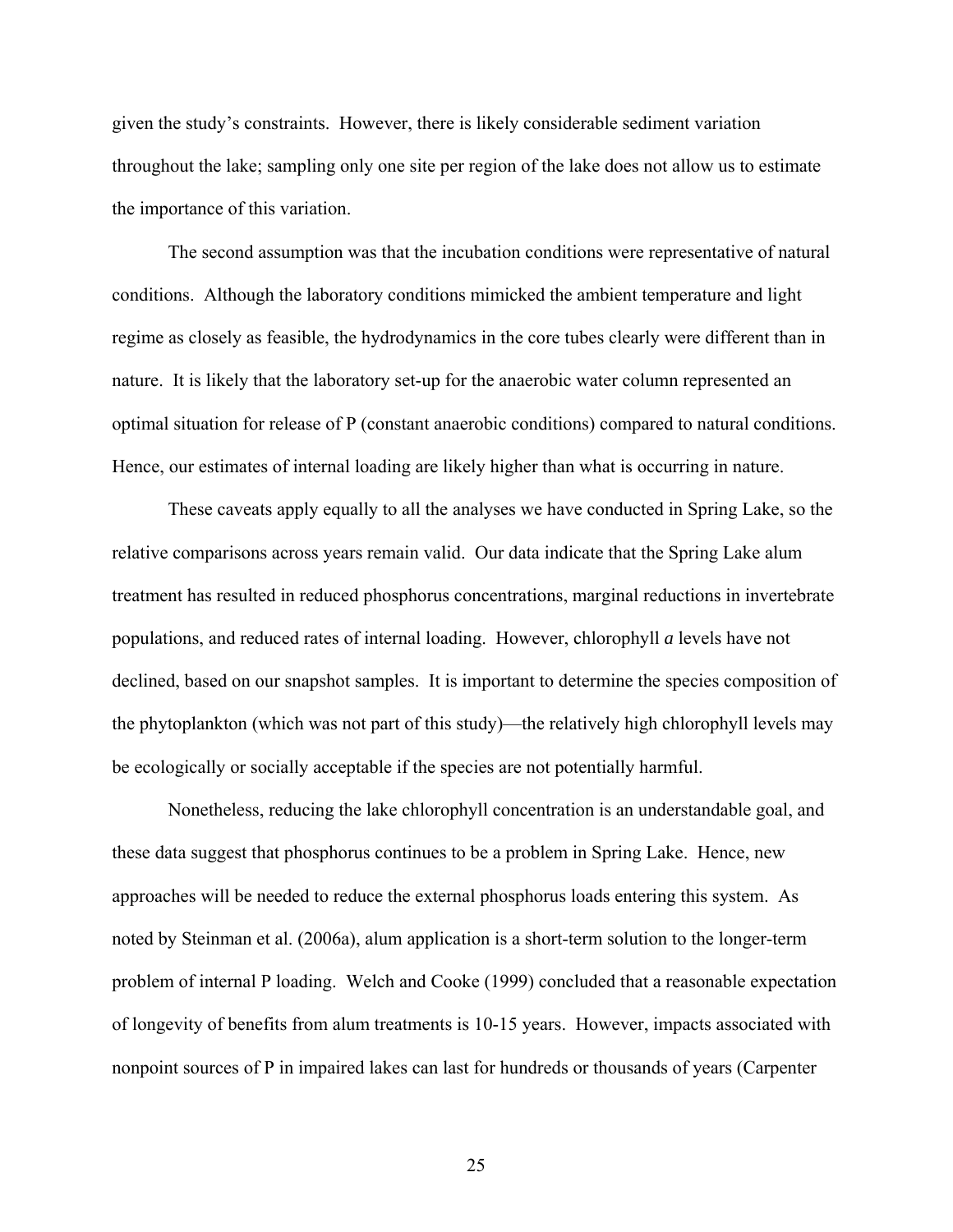given the study's constraints. However, there is likely considerable sediment variation throughout the lake; sampling only one site per region of the lake does not allow us to estimate the importance of this variation.

The second assumption was that the incubation conditions were representative of natural conditions. Although the laboratory conditions mimicked the ambient temperature and light regime as closely as feasible, the hydrodynamics in the core tubes clearly were different than in nature. It is likely that the laboratory set-up for the anaerobic water column represented an optimal situation for release of P (constant anaerobic conditions) compared to natural conditions. Hence, our estimates of internal loading are likely higher than what is occurring in nature.

These caveats apply equally to all the analyses we have conducted in Spring Lake, so the relative comparisons across years remain valid. Our data indicate that the Spring Lake alum treatment has resulted in reduced phosphorus concentrations, marginal reductions in invertebrate populations, and reduced rates of internal loading. However, chlorophyll *a* levels have not declined, based on our snapshot samples. It is important to determine the species composition of the phytoplankton (which was not part of this study)—the relatively high chlorophyll levels may be ecologically or socially acceptable if the species are not potentially harmful.

Nonetheless, reducing the lake chlorophyll concentration is an understandable goal, and these data suggest that phosphorus continues to be a problem in Spring Lake. Hence, new approaches will be needed to reduce the external phosphorus loads entering this system. As noted by Steinman et al. (2006a), alum application is a short-term solution to the longer-term problem of internal P loading. Welch and Cooke (1999) concluded that a reasonable expectation of longevity of benefits from alum treatments is 10-15 years. However, impacts associated with nonpoint sources of P in impaired lakes can last for hundreds or thousands of years (Carpenter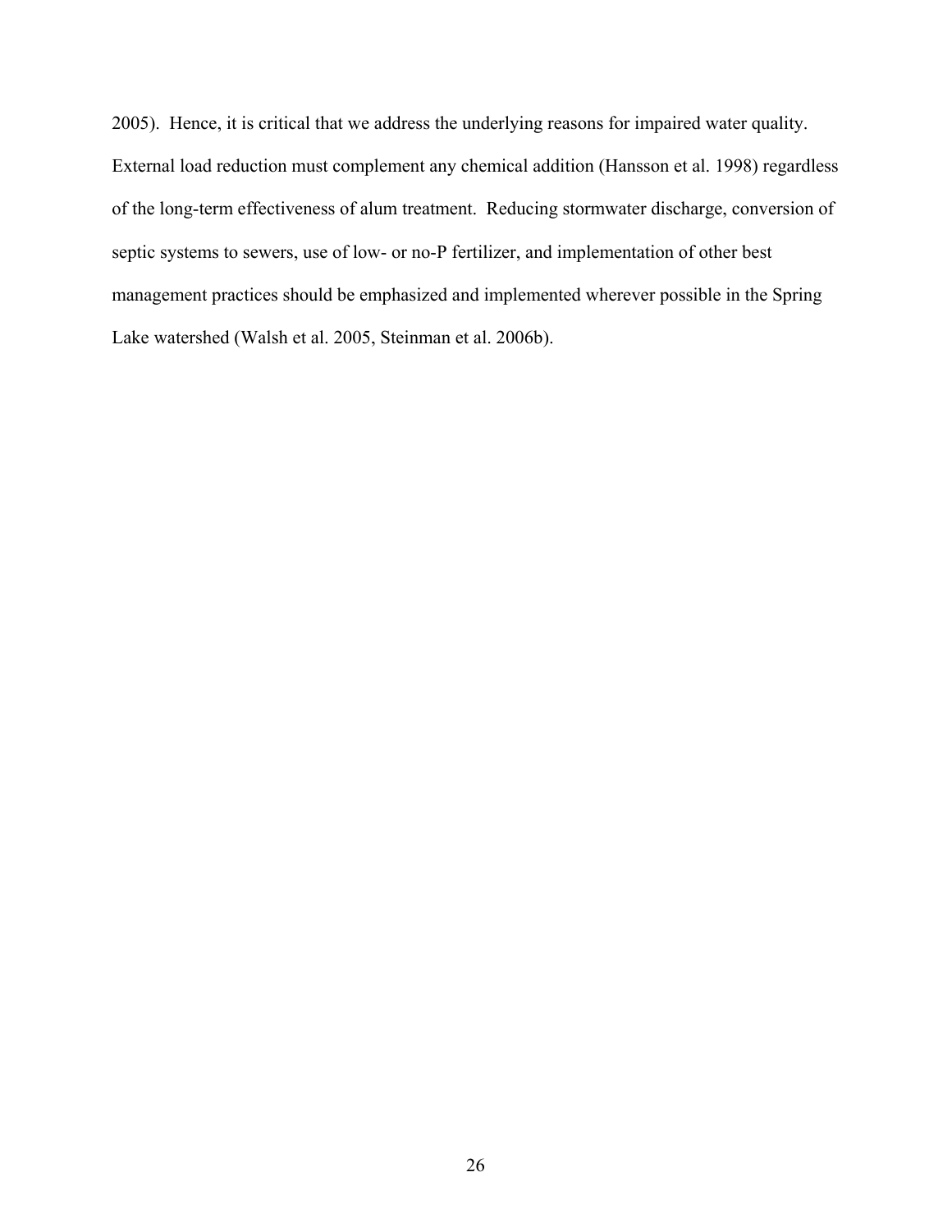2005). Hence, it is critical that we address the underlying reasons for impaired water quality. External load reduction must complement any chemical addition (Hansson et al. 1998) regardless of the long-term effectiveness of alum treatment. Reducing stormwater discharge, conversion of septic systems to sewers, use of low- or no-P fertilizer, and implementation of other best management practices should be emphasized and implemented wherever possible in the Spring Lake watershed (Walsh et al. 2005, Steinman et al. 2006b).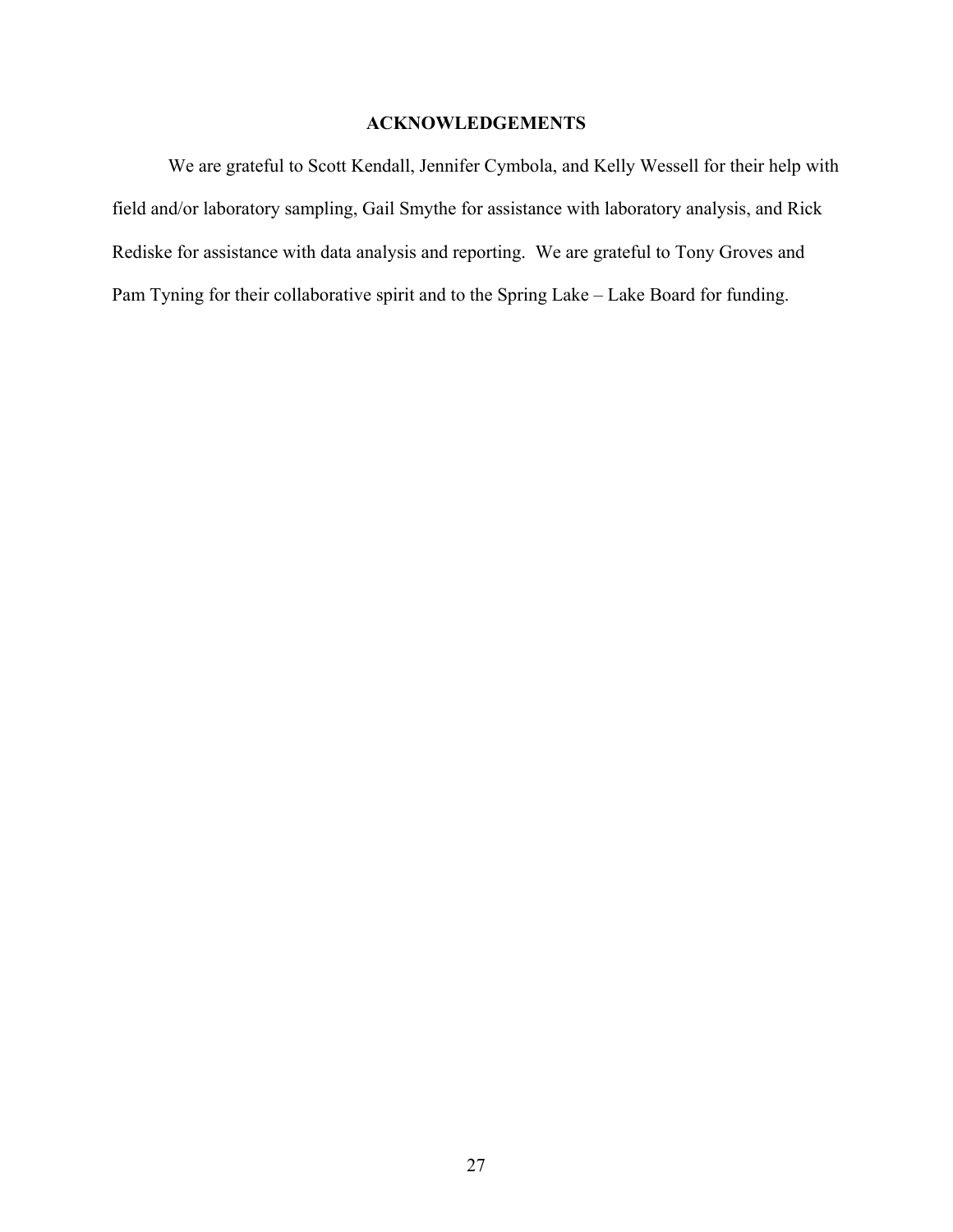## ACKNOWLEDGEMENTS

We are grateful to Scott Kendall, Jennifer Cymbola, and Kelly Wessell for their help with field and/or laboratory sampling, Gail Smythe for assistance with laboratory analysis, and Rick Rediske for assistance with data analysis and reporting. We are grateful to Tony Groves and Pam Tyning for their collaborative spirit and to the Spring Lake – Lake Board for funding.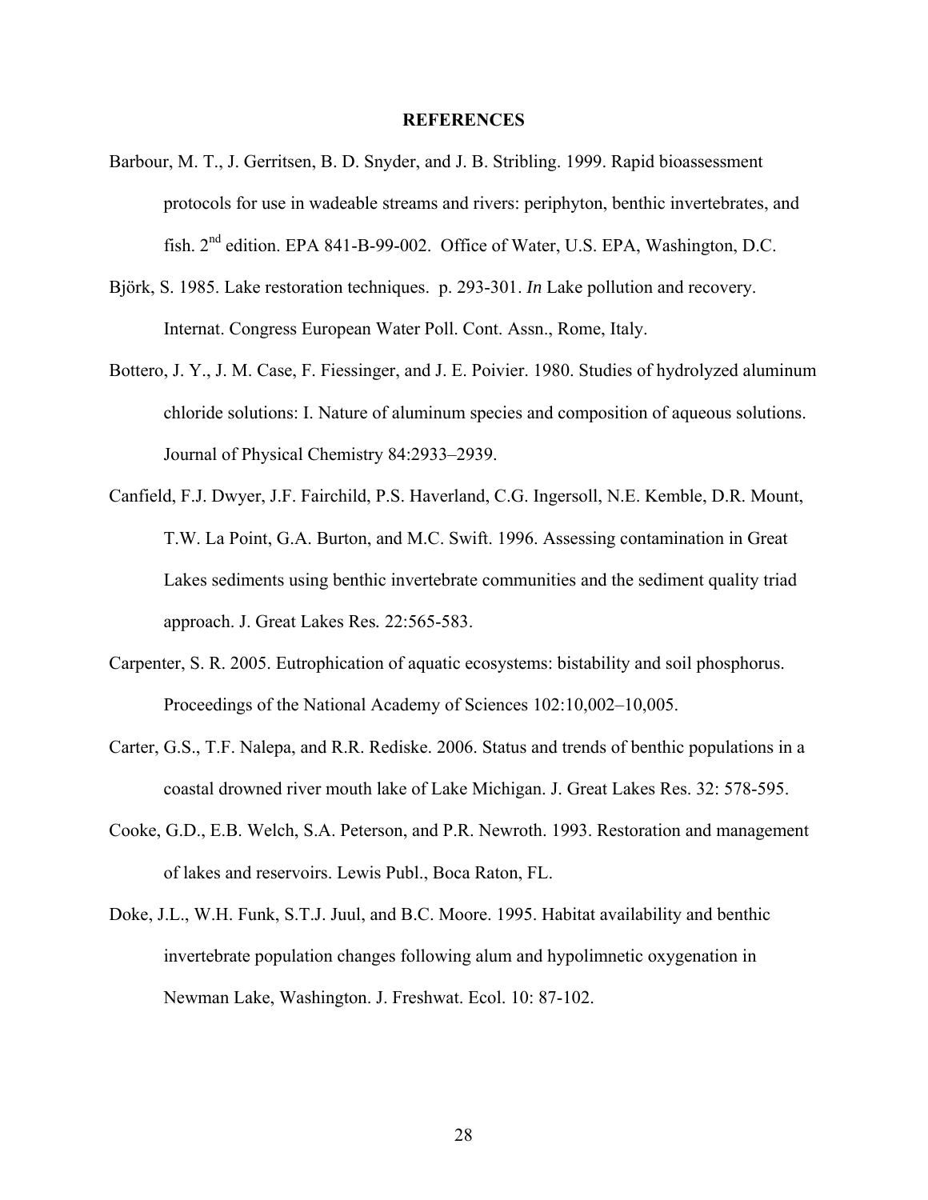## REFERENCES

Barbour, M. T., J. Gerritsen, B. D. Snyder, and J. B. Stribling. 1999. Rapid bioassessment protocols for use in wadeable streams and rivers: periphyton, benthic invertebrates, and fish. 2nd edition. EPA 841-B-99-002. Office of Water, U.S. EPA, Washington, D.C.

Björk, S. 1985. Lake restoration techniques. p. 293-301. *In* Lake pollution and recovery. Internat. Congress European Water Poll. Cont. Assn., Rome, Italy.

Bottero, J. Y., J. M. Case, F. Fiessinger, and J. E. Poivier. 1980. Studies of hydrolyzed aluminum chloride solutions: I. Nature of aluminum species and composition of aqueous solutions. Journal of Physical Chemistry 84:2933–2939.

Canfield, F.J. Dwyer, J.F. Fairchild, P.S. Haverland, C.G. Ingersoll, N.E. Kemble, D.R. Mount, T.W. La Point, G.A. Burton, and M.C. Swift. 1996. Assessing contamination in Great Lakes sediments using benthic invertebrate communities and the sediment quality triad approach. J. Great Lakes Res. 22:565-583.

Carpenter, S. R. 2005. Eutrophication of aquatic ecosystems: bistability and soil phosphorus. Proceedings of the National Academy of Sciences 102:10,002–10,005.

Carter, G.S., T.F. Nalepa, and R.R. Rediske. 2006. Status and trends of benthic populations in a coastal drowned river mouth lake of Lake Michigan. J. Great Lakes Res. 32: 578-595.

Cooke, G.D., E.B. Welch, S.A. Peterson, and P.R. Newroth. 1993. Restoration and management of lakes and reservoirs. Lewis Publ., Boca Raton, FL.

Doke, J.L., W.H. Funk, S.T.J. Juul, and B.C. Moore. 1995. Habitat availability and benthic invertebrate population changes following alum and hypolimnetic oxygenation in Newman Lake, Washington. J. Freshwat. Ecol. 10: 87-102.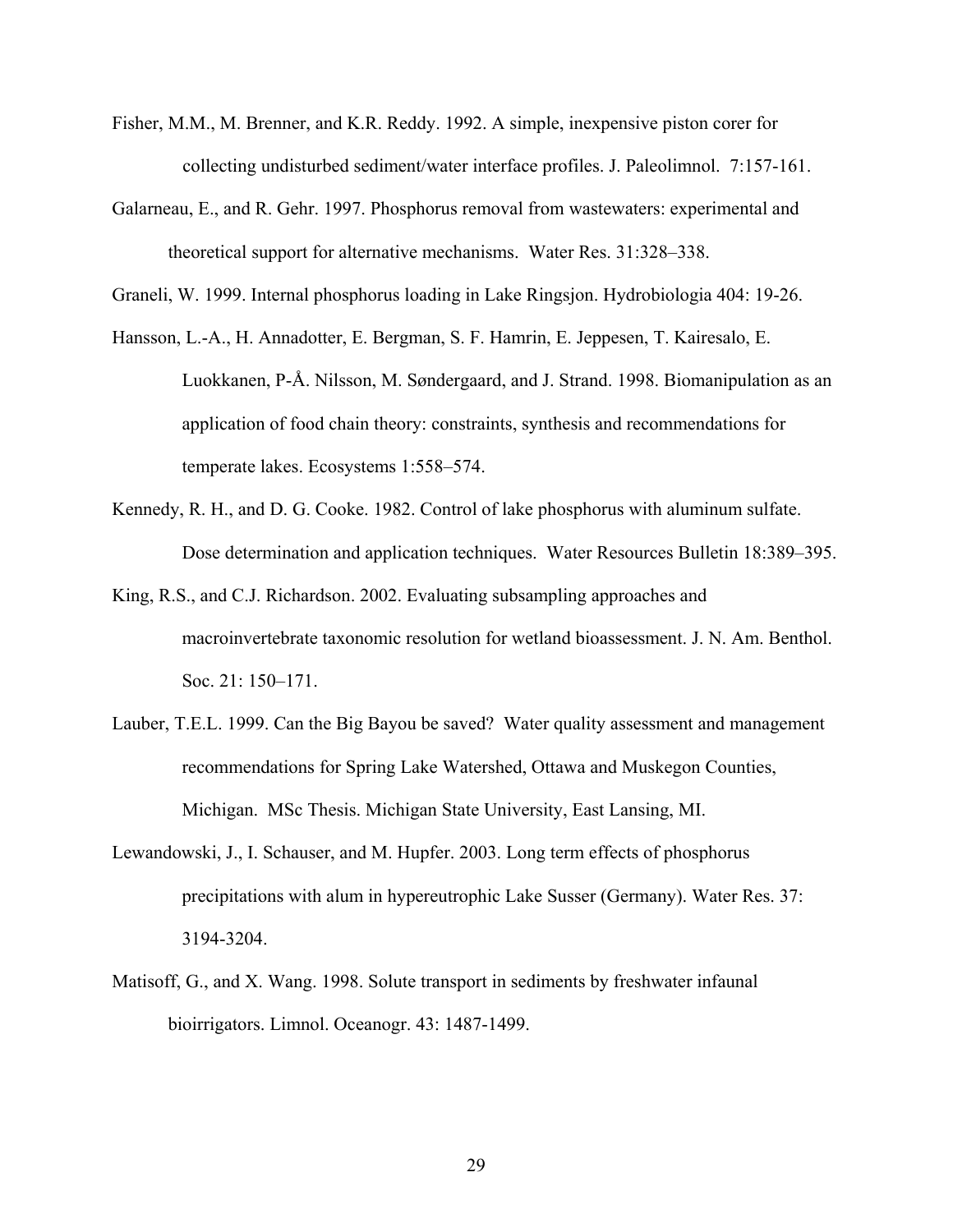Fisher, M.M., M. Brenner, and K.R. Reddy. 1992. A simple, inexpensive piston corer for collecting undisturbed sediment/water interface profiles. J. Paleolimnol. 7:157-161.

Galarneau, E., and R. Gehr. 1997. Phosphorus removal from wastewaters: experimental and theoretical support for alternative mechanisms. Water Res. 31:328–338.

Graneli, W. 1999. Internal phosphorus loading in Lake Ringsjon. Hydrobiologia 404: 19-26.

Hansson, L.-A., H. Annadotter, E. Bergman, S. F. Hamrin, E. Jeppesen, T. Kairesalo, E. Luokkanen, P-Å. Nilsson, M. Søndergaard, and J. Strand. 1998. Biomanipulation as an application of food chain theory: constraints, synthesis and recommendations for temperate lakes. Ecosystems 1:558–574.

Kennedy, R. H., and D. G. Cooke. 1982. Control of lake phosphorus with aluminum sulfate. Dose determination and application techniques. Water Resources Bulletin 18:389–395.

King, R.S., and C.J. Richardson. 2002. Evaluating subsampling approaches and macroinvertebrate taxonomic resolution for wetland bioassessment. J. N. Am. Benthol. Soc. 21: 150–171.

Lauber, T.E.L. 1999. Can the Big Bayou be saved? Water quality assessment and management recommendations for Spring Lake Watershed, Ottawa and Muskegon Counties, Michigan. MSc Thesis. Michigan State University, East Lansing, MI.

Lewandowski, J., I. Schauser, and M. Hupfer. 2003. Long term effects of phosphorus precipitations with alum in hypereutrophic Lake Susser (Germany). Water Res. 37: 3194-3204.

Matisoff, G., and X. Wang. 1998. Solute transport in sediments by freshwater infaunal bioirrigators. Limnol. Oceanogr. 43: 1487-1499.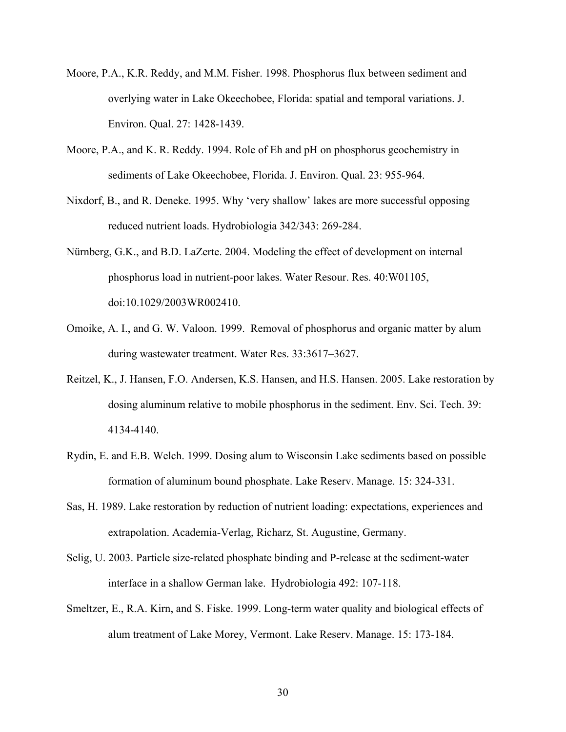Moore, P.A., K.R. Reddy, and M.M. Fisher. 1998. Phosphorus flux between sediment and overlying water in Lake Okeechobee, Florida: spatial and temporal variations. J. Environ. Qual. 27: 1428-1439.

Moore, P.A., and K. R. Reddy. 1994. Role of Eh and pH on phosphorus geochemistry in sediments of Lake Okeechobee, Florida. J. Environ. Qual. 23: 955-964.

Nixdorf, B., and R. Deneke. 1995. Why 'very shallow' lakes are more successful opposing reduced nutrient loads. Hydrobiologia 342/343: 269-284.

Nürnberg, G.K., and B.D. LaZerte. 2004. Modeling the effect of development on internal phosphorus load in nutrient-poor lakes. Water Resour. Res. 40:W01105, doi:10.1029/2003WR002410.

Omoike, A. I., and G. W. Valoon. 1999. Removal of phosphorus and organic matter by alum during wastewater treatment. Water Res. 33:3617–3627.

Reitzel, K., J. Hansen, F.O. Andersen, K.S. Hansen, and H.S. Hansen. 2005. Lake restoration by dosing aluminum relative to mobile phosphorus in the sediment. Env. Sci. Tech. 39: 4134-4140.

Rydin, E. and E.B. Welch. 1999. Dosing alum to Wisconsin Lake sediments based on possible formation of aluminum bound phosphate. Lake Reserv. Manage. 15: 324-331.

Sas, H. 1989. Lake restoration by reduction of nutrient loading: expectations, experiences and extrapolation. Academia-Verlag, Richarz, St. Augustine, Germany.

Selig, U. 2003. Particle size-related phosphate binding and P-release at the sediment-water interface in a shallow German lake. Hydrobiologia 492: 107-118.

Smeltzer, E., R.A. Kirn, and S. Fiske. 1999. Long-term water quality and biological effects of alum treatment of Lake Morey, Vermont. Lake Reserv. Manage. 15: 173-184.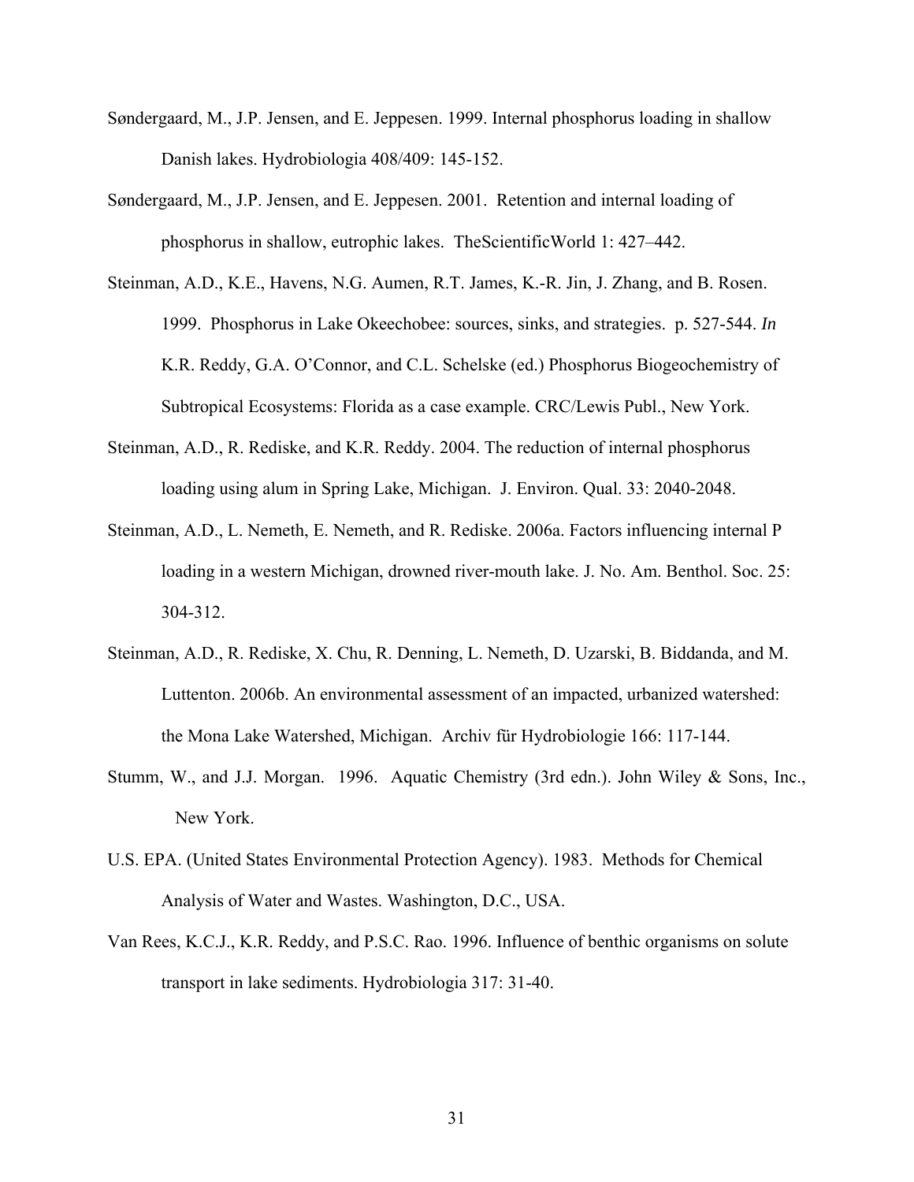Søndergaard, M., J.P. Jensen, and E. Jeppesen. 1999. Internal phosphorus loading in shallow Danish lakes. Hydrobiologia 408/409: 145-152.

Søndergaard, M., J.P. Jensen, and E. Jeppesen. 2001. Retention and internal loading of phosphorus in shallow, eutrophic lakes. TheScientificWorld 1: 427–442.

Steinman, A.D., K.E., Havens, N.G. Aumen, R.T. James, K.-R. Jin, J. Zhang, and B. Rosen. 1999. Phosphorus in Lake Okeechobee: sources, sinks, and strategies. p. 527-544. *In* K.R. Reddy, G.A. O'Connor, and C.L. Schelske (ed.) Phosphorus Biogeochemistry of Subtropical Ecosystems: Florida as a case example. CRC/Lewis Publ., New York.

Steinman, A.D., R. Rediske, and K.R. Reddy. 2004. The reduction of internal phosphorus loading using alum in Spring Lake, Michigan. J. Environ. Qual. 33: 2040-2048.

Steinman, A.D., L. Nemeth, E. Nemeth, and R. Rediske. 2006a. Factors influencing internal P loading in a western Michigan, drowned river-mouth lake. J. No. Am. Benthol. Soc. 25: 304-312.

Steinman, A.D., R. Rediske, X. Chu, R. Denning, L. Nemeth, D. Uzarski, B. Biddanda, and M. Luttenton. 2006b. An environmental assessment of an impacted, urbanized watershed: the Mona Lake Watershed, Michigan. Archiv für Hydrobiologie 166: 117-144.

Stumm, W., and J.J. Morgan. 1996. Aquatic Chemistry (3rd edn.). John Wiley & Sons, Inc., New York.

U.S. EPA. (United States Environmental Protection Agency). 1983. Methods for Chemical Analysis of Water and Wastes. Washington, D.C., USA.

Van Rees, K.C.J., K.R. Reddy, and P.S.C. Rao. 1996. Influence of benthic organisms on solute transport in lake sediments. Hydrobiologia 317: 31-40.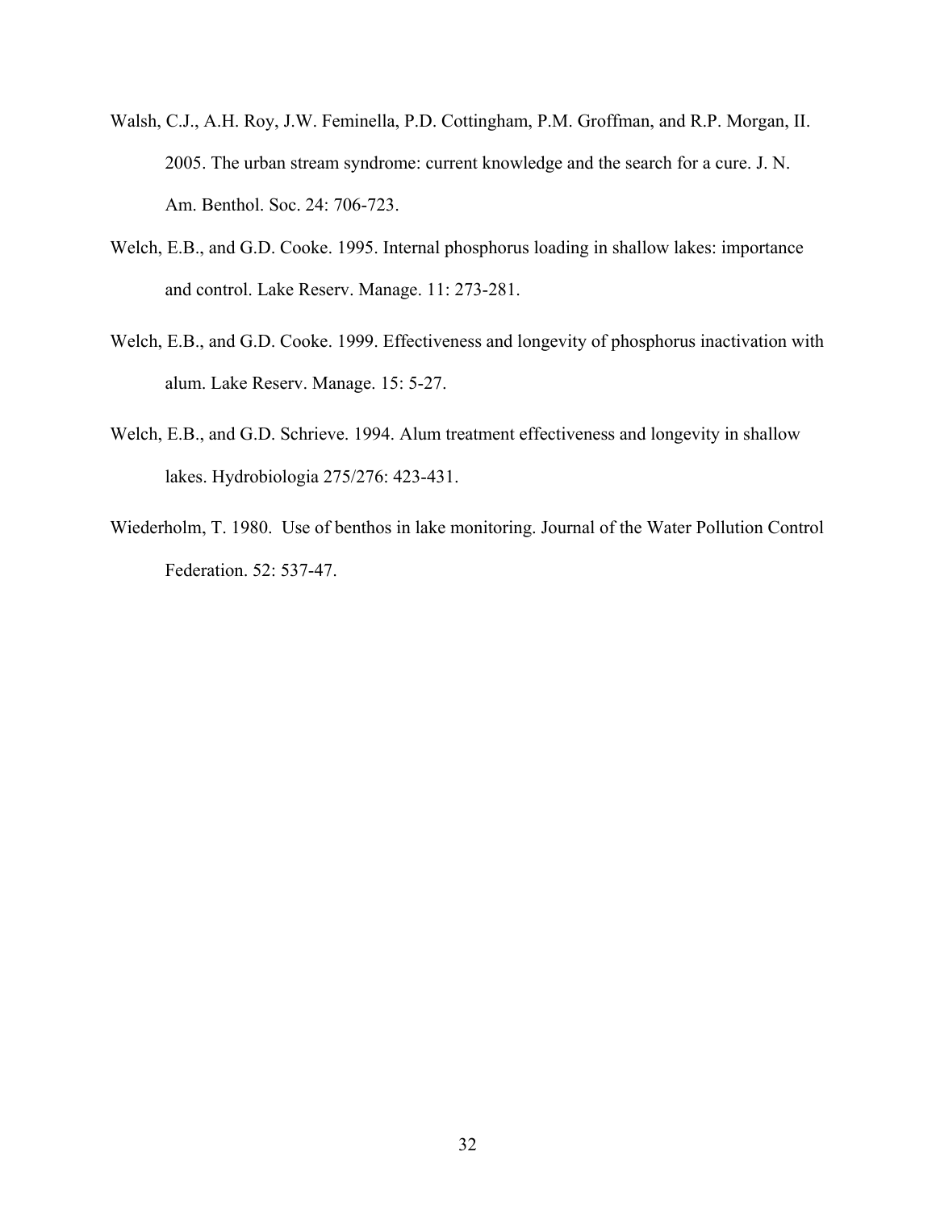Walsh, C.J., A.H. Roy, J.W. Feminella, P.D. Cottingham, P.M. Groffman, and R.P. Morgan, II. 2005. The urban stream syndrome: current knowledge and the search for a cure. J. N. Am. Benthol. Soc. 24: 706-723.

Welch, E.B., and G.D. Cooke. 1995. Internal phosphorus loading in shallow lakes: importance and control. Lake Reserv. Manage. 11: 273-281.

Welch, E.B., and G.D. Cooke. 1999. Effectiveness and longevity of phosphorus inactivation with alum. Lake Reserv. Manage. 15: 5-27.

Welch, E.B., and G.D. Schrieve. 1994. Alum treatment effectiveness and longevity in shallow lakes. Hydrobiologia 275/276: 423-431.

Wiederholm, T. 1980. Use of benthos in lake monitoring. Journal of the Water Pollution Control Federation. 52: 537-47.